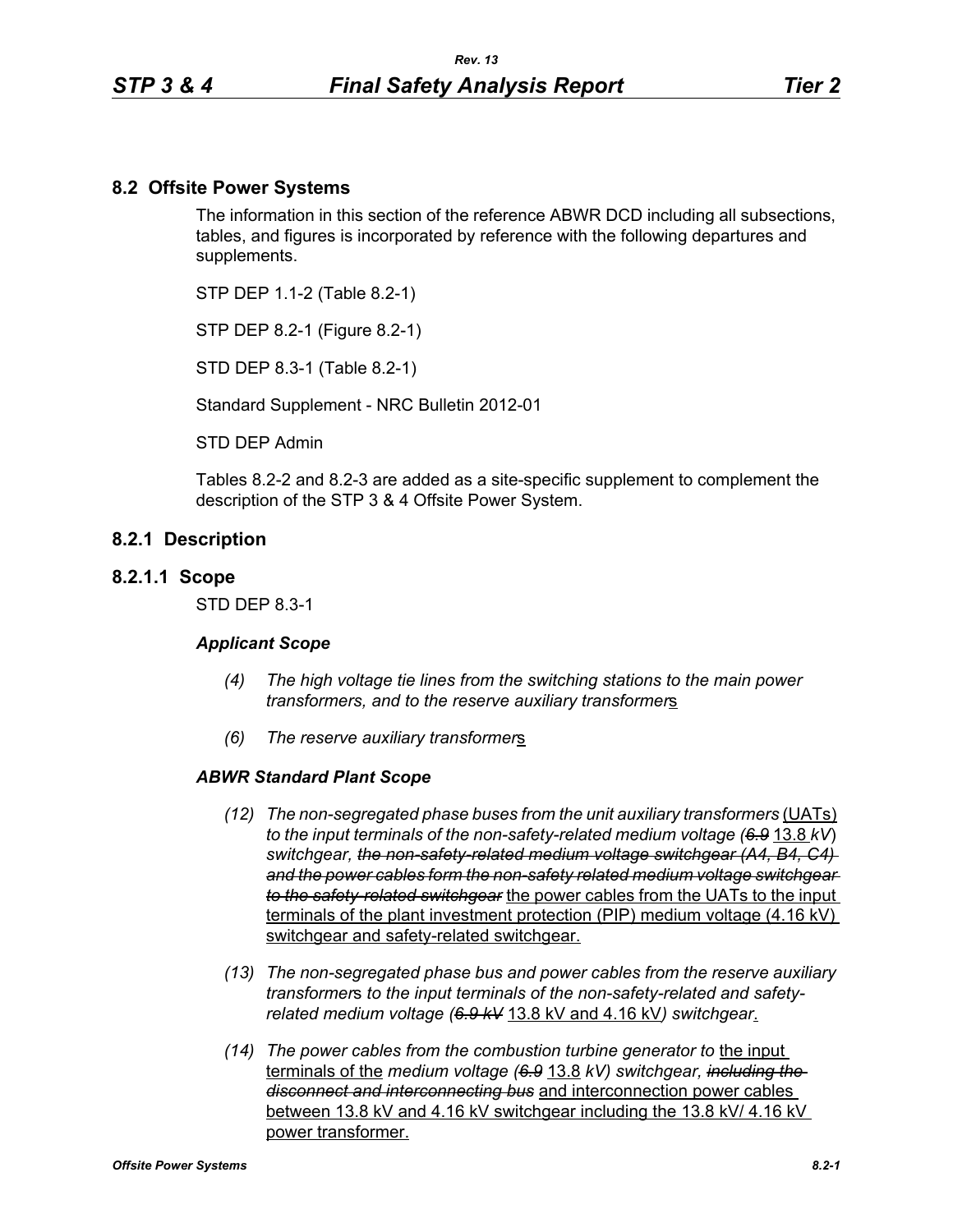## 8.2 Offsite Power Systems

The information in this section of the reference ABWR DCD including all subsections, tables, and figures is incorporated by reference with the following departures and supplements.

STP DEP 1.1-2 (Table 8.2-1)

STP DEP 8.2-1 (Figure 8.2-1)

STD DEP 8.3-1 (Table 8.2-1)

Standard Supplement - NRC Bulletin 2012-01

STD DEP Admin

Tables 8.2-2 and 8.2-3 are added as a site-specific supplement to complement the description of the STP 3 & 4 Offsite Power System.

## 8.2.1 Description

### 8.2.1.1 Scope

STD DEP 8.3-1

***Applicant Scope***

*(4) The high voltage tie lines from the switching stations to the main power transformers, and to the reserve auxiliary transformer*<u>s</u>

*(6) The reserve auxiliary transformer*<u>s</u>

***ABWR Standard Plant Scope***

*(12) The non-segregated phase buses from the unit auxiliary transformers* <u>(UATs)</u> *to the input terminals of the non-safety-related medium voltage (~~6.9~~* <u>13.8</u> *kV) switchgear, ~~the non-safety-related medium voltage switchgear (A4, B4, C4) and the power cables form the non-safety related medium voltage switchgear to the safety-related switchgear~~* <u>the power cables from the UATs to the input terminals of the plant investment protection (PIP) medium voltage (4.16 kV) switchgear and safety-related switchgear.</u>

*(13) The non-segregated phase bus and power cables from the reserve auxiliary transformer*s *to the input terminals of the non-safety-related and safety-related medium voltage (~~6.9 kV~~* <u>13.8 kV and 4.16 kV</u>*) switchgear*<u>.</u>

*(14) The power cables from the combustion turbine generator to* <u>the input terminals of the</u> *medium voltage (~~6.9~~* <u>13.8</u> *kV) switchgear, ~~including the disconnect and interconnecting bus~~* <u>and interconnection power cables between 13.8 kV and 4.16 kV switchgear including the 13.8 kV/ 4.16 kV power transformer.</u>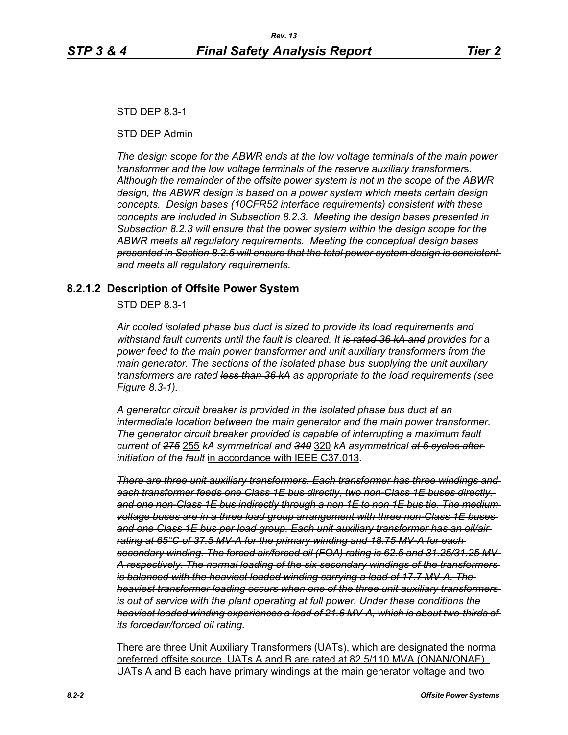STD DEP 8.3-1

STD DEP Admin

*The design scope for the ABWR ends at the low voltage terminals of the main power transformer and the low voltage terminals of the reserve auxiliary transformer*<u>s</u>*. Although the remainder of the offsite power system is not in the scope of the ABWR design, the ABWR design is based on a power system which meets certain design concepts. Design bases (10CFR52 interface requirements) consistent with these concepts are included in Subsection 8.2.3. Meeting the design bases presented in Subsection 8.2.3 will ensure that the power system within the design scope for the ABWR meets all regulatory requirements.* ~~*Meeting the conceptual design bases presented in Section 8.2.5 will ensure that the total power system design is consistent and meets all regulatory requirements.*~~

### 8.2.1.2 Description of Offsite Power System

STD DEP 8.3-1

*Air cooled isolated phase bus duct is sized to provide its load requirements and withstand fault currents until the fault is cleared. It* ~~*is rated 36 kA and*~~ *provides for a power feed to the main power transformer and unit auxiliary transformers from the main generator. The sections of the isolated phase bus supplying the unit auxiliary transformers are rated* ~~*less than 36 kA*~~ *as appropriate to the load requirements (see Figure 8.3-1).*

*A generator circuit breaker is provided in the isolated phase bus duct at an intermediate location between the main generator and the main power transformer. The generator circuit breaker provided is capable of interrupting a maximum fault current of* ~~*275*~~ <u>255</u> *kA symmetrical and* ~~*340*~~ <u>320</u> *kA asymmetrical* ~~*at 5 cycles after initiation of the fault*~~ <u>in accordance with IEEE C37.013</u>*.*

~~*There are three unit auxiliary transformers. Each transformer has three windings and each transformer feeds one Class 1E bus directly, two non-Class 1E buses directly, and one non-Class 1E bus indirectly through a non 1E to non 1E bus tie. The medium voltage buses are in a three load group arrangement with three non-Class 1E buses and one Class 1E bus per load group. Each unit auxiliary transformer has an oil/air rating at 65°C of 37.5 MV-A for the primary winding and 18.75 MV-A for each secondary winding. The forced air/forced oil (FOA) rating is 62.5 and 31.25/31.25 MV-A respectively. The normal loading of the six secondary windings of the transformers is balanced with the heaviest loaded winding carrying a load of 17.7 MV-A. The heaviest transformer loading occurs when one of the three unit auxiliary transformers is out of service with the plant operating at full power. Under these conditions the heaviest loaded winding experiences a load of 21.6 MV-A, which is about two-thirds of its forcedair/forced oil rating.*~~

<u>There are three Unit Auxiliary Transformers (UATs), which are designated the normal preferred offsite source. UATs A and B are rated at 82.5/110 MVA (ONAN/ONAF). UATs A and B each have primary windings at the main generator voltage and two</u>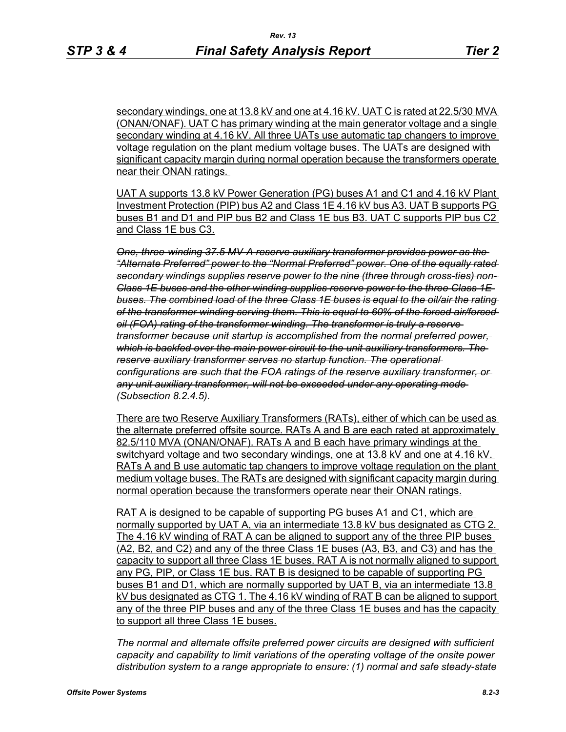secondary windings, one at 13.8 kV and one at 4.16 kV. UAT C is rated at 22.5/30 MVA (ONAN/ONAF). UAT C has primary winding at the main generator voltage and a single secondary winding at 4.16 kV. All three UATs use automatic tap changers to improve voltage regulation on the plant medium voltage buses. The UATs are designed with significant capacity margin during normal operation because the transformers operate near their ONAN ratings.

UAT A supports 13.8 kV Power Generation (PG) buses A1 and C1 and 4.16 kV Plant Investment Protection (PIP) bus A2 and Class 1E 4.16 kV bus A3. UAT B supports PG buses B1 and D1 and PIP bus B2 and Class 1E bus B3. UAT C supports PIP bus C2 and Class 1E bus C3.

~~*One, three-winding 37.5 MV-A reserve auxiliary transformer provides power as the "Alternate Preferred" power to the "Normal Preferred" power. One of the equally rated secondary windings supplies reserve power to the nine (three through cross-ties) non-Class 1E buses and the other winding supplies reserve power to the three Class 1E buses. The combined load of the three Class 1E buses is equal to the oil/air the rating of the transformer winding serving them. This is equal to 60% of the forced-air/forced-oil (FOA) rating of the transformer winding. The transformer is truly a reserve transformer because unit startup is accomplished from the normal preferred power, which is backfed over the main power circuit to the unit auxiliary transformers. The reserve auxiliary transformer serves no startup function. The operational configurations are such that the FOA ratings of the reserve auxiliary transformer, or any unit auxiliary transformer, will not be exceeded under any operating mode (Subsection 8.2.4.5).*~~

There are two Reserve Auxiliary Transformers (RATs), either of which can be used as the alternate preferred offsite source. RATs A and B are each rated at approximately 82.5/110 MVA (ONAN/ONAF). RATs A and B each have primary windings at the switchyard voltage and two secondary windings, one at 13.8 kV and one at 4.16 kV. RATs A and B use automatic tap changers to improve voltage regulation on the plant medium voltage buses. The RATs are designed with significant capacity margin during normal operation because the transformers operate near their ONAN ratings.

RAT A is designed to be capable of supporting PG buses A1 and C1, which are normally supported by UAT A, via an intermediate 13.8 kV bus designated as CTG 2. The 4.16 kV winding of RAT A can be aligned to support any of the three PIP buses (A2, B2, and C2) and any of the three Class 1E buses (A3, B3, and C3) and has the capacity to support all three Class 1E buses. RAT A is not normally aligned to support any PG, PIP, or Class 1E bus. RAT B is designed to be capable of supporting PG buses B1 and D1, which are normally supported by UAT B, via an intermediate 13.8 kV bus designated as CTG 1. The 4.16 kV winding of RAT B can be aligned to support any of the three PIP buses and any of the three Class 1E buses and has the capacity to support all three Class 1E buses.

*The normal and alternate offsite preferred power circuits are designed with sufficient capacity and capability to limit variations of the operating voltage of the onsite power distribution system to a range appropriate to ensure: (1) normal and safe steady-state*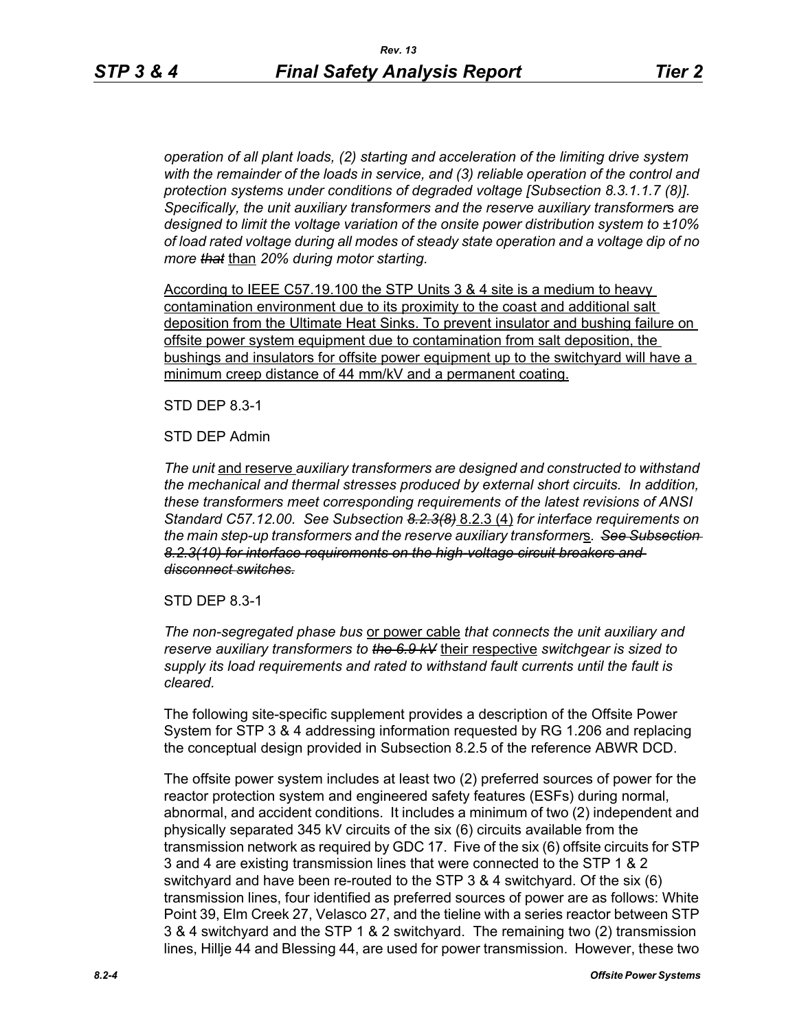*operation of all plant loads, (2) starting and acceleration of the limiting drive system with the remainder of the loads in service, and (3) reliable operation of the control and protection systems under conditions of degraded voltage [Subsection 8.3.1.1.7 (8)]. Specifically, the unit auxiliary transformers and the reserve auxiliary transformers are designed to limit the voltage variation of the onsite power distribution system to ±10% of load rated voltage during all modes of steady state operation and a voltage dip of no more ~~that~~* than *20% during motor starting.*

According to IEEE C57.19.100 the STP Units 3 & 4 site is a medium to heavy contamination environment due to its proximity to the coast and additional salt deposition from the Ultimate Heat Sinks. To prevent insulator and bushing failure on offsite power system equipment due to contamination from salt deposition, the bushings and insulators for offsite power equipment up to the switchyard will have a minimum creep distance of 44 mm/kV and a permanent coating.

STD DEP 8.3-1

STD DEP Admin

*The unit* and reserve *auxiliary transformers are designed and constructed to withstand the mechanical and thermal stresses produced by external short circuits. In addition, these transformers meet corresponding requirements of the latest revisions of ANSI Standard C57.12.00. See Subsection ~~8.2.3(8)~~* 8.2.3 (4) *for interface requirements on the main step-up transformers and the reserve auxiliary transformer*s*. ~~See Subsection 8.2.3(10) for interface requirements on the high-voltage circuit breakers and disconnect switches~~.*

STD DEP 8.3-1

*The non-segregated phase bus* or power cable *that connects the unit auxiliary and reserve auxiliary transformers to ~~the 6.9 kV~~* their respective *switchgear is sized to supply its load requirements and rated to withstand fault currents until the fault is cleared.*

The following site-specific supplement provides a description of the Offsite Power System for STP 3 & 4 addressing information requested by RG 1.206 and replacing the conceptual design provided in Subsection 8.2.5 of the reference ABWR DCD.

The offsite power system includes at least two (2) preferred sources of power for the reactor protection system and engineered safety features (ESFs) during normal, abnormal, and accident conditions. It includes a minimum of two (2) independent and physically separated 345 kV circuits of the six (6) circuits available from the transmission network as required by GDC 17. Five of the six (6) offsite circuits for STP 3 and 4 are existing transmission lines that were connected to the STP 1 & 2 switchyard and have been re-routed to the STP 3 & 4 switchyard. Of the six (6) transmission lines, four identified as preferred sources of power are as follows: White Point 39, Elm Creek 27, Velasco 27, and the tieline with a series reactor between STP 3 & 4 switchyard and the STP 1 & 2 switchyard. The remaining two (2) transmission lines, Hillje 44 and Blessing 44, are used for power transmission. However, these two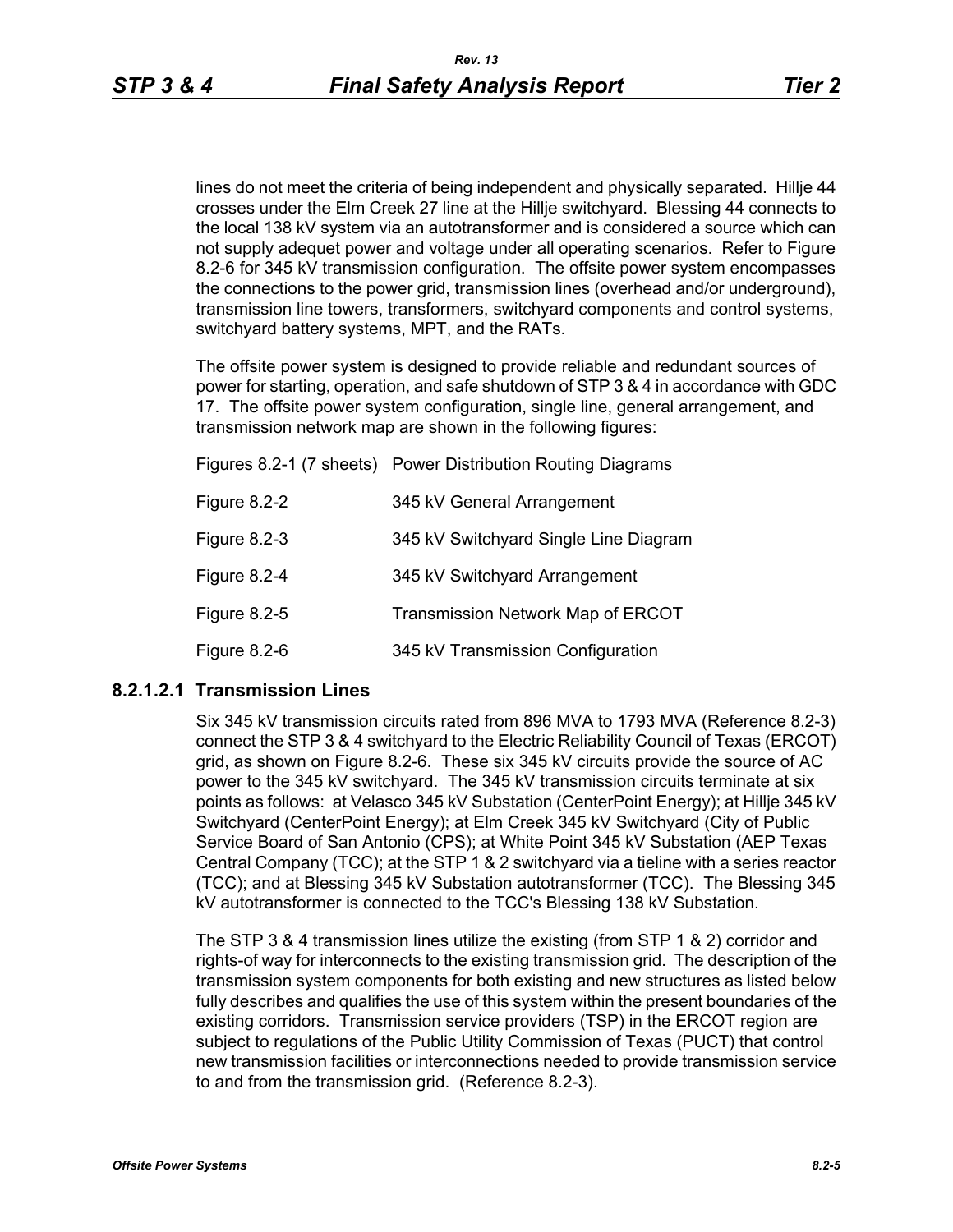lines do not meet the criteria of being independent and physically separated. Hillje 44 crosses under the Elm Creek 27 line at the Hillje switchyard. Blessing 44 connects to the local 138 kV system via an autotransformer and is considered a source which can not supply adequet power and voltage under all operating scenarios. Refer to Figure 8.2-6 for 345 kV transmission configuration. The offsite power system encompasses the connections to the power grid, transmission lines (overhead and/or underground), transmission line towers, transformers, switchyard components and control systems, switchyard battery systems, MPT, and the RATs.

The offsite power system is designed to provide reliable and redundant sources of power for starting, operation, and safe shutdown of STP 3 & 4 in accordance with GDC 17. The offsite power system configuration, single line, general arrangement, and transmission network map are shown in the following figures:

| | |
|---|---|
| Figures 8.2-1 (7 sheets) | Power Distribution Routing Diagrams |
| Figure 8.2-2 | 345 kV General Arrangement |
| Figure 8.2-3 | 345 kV Switchyard Single Line Diagram |
| Figure 8.2-4 | 345 kV Switchyard Arrangement |
| Figure 8.2-5 | Transmission Network Map of ERCOT |
| Figure 8.2-6 | 345 kV Transmission Configuration |

### 8.2.1.2.1 Transmission Lines

Six 345 kV transmission circuits rated from 896 MVA to 1793 MVA (Reference 8.2-3) connect the STP 3 & 4 switchyard to the Electric Reliability Council of Texas (ERCOT) grid, as shown on Figure 8.2-6. These six 345 kV circuits provide the source of AC power to the 345 kV switchyard. The 345 kV transmission circuits terminate at six points as follows: at Velasco 345 kV Substation (CenterPoint Energy); at Hillje 345 kV Switchyard (CenterPoint Energy); at Elm Creek 345 kV Switchyard (City of Public Service Board of San Antonio (CPS); at White Point 345 kV Substation (AEP Texas Central Company (TCC); at the STP 1 & 2 switchyard via a tieline with a series reactor (TCC); and at Blessing 345 kV Substation autotransformer (TCC). The Blessing 345 kV autotransformer is connected to the TCC's Blessing 138 kV Substation.

The STP 3 & 4 transmission lines utilize the existing (from STP 1 & 2) corridor and rights-of way for interconnects to the existing transmission grid. The description of the transmission system components for both existing and new structures as listed below fully describes and qualifies the use of this system within the present boundaries of the existing corridors. Transmission service providers (TSP) in the ERCOT region are subject to regulations of the Public Utility Commission of Texas (PUCT) that control new transmission facilities or interconnections needed to provide transmission service to and from the transmission grid. (Reference 8.2-3).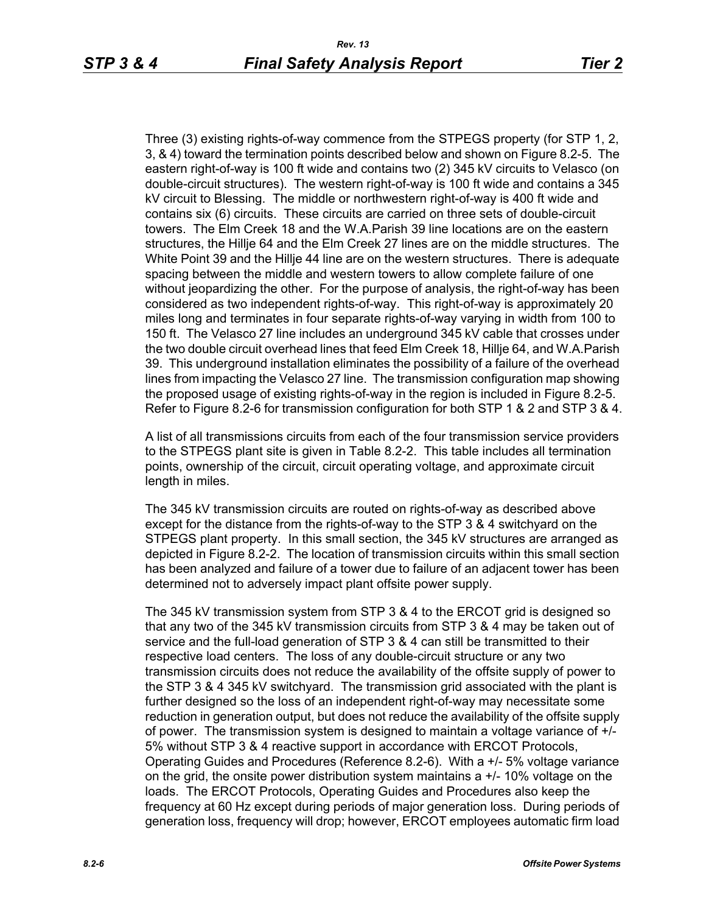Three (3) existing rights-of-way commence from the STPEGS property (for STP 1, 2, 3, & 4) toward the termination points described below and shown on Figure 8.2-5. The eastern right-of-way is 100 ft wide and contains two (2) 345 kV circuits to Velasco (on double-circuit structures). The western right-of-way is 100 ft wide and contains a 345 kV circuit to Blessing. The middle or northwestern right-of-way is 400 ft wide and contains six (6) circuits. These circuits are carried on three sets of double-circuit towers. The Elm Creek 18 and the W.A.Parish 39 line locations are on the eastern structures, the Hillje 64 and the Elm Creek 27 lines are on the middle structures. The White Point 39 and the Hillje 44 line are on the western structures. There is adequate spacing between the middle and western towers to allow complete failure of one without jeopardizing the other. For the purpose of analysis, the right-of-way has been considered as two independent rights-of-way. This right-of-way is approximately 20 miles long and terminates in four separate rights-of-way varying in width from 100 to 150 ft. The Velasco 27 line includes an underground 345 kV cable that crosses under the two double circuit overhead lines that feed Elm Creek 18, Hillje 64, and W.A.Parish 39. This underground installation eliminates the possibility of a failure of the overhead lines from impacting the Velasco 27 line. The transmission configuration map showing the proposed usage of existing rights-of-way in the region is included in Figure 8.2-5. Refer to Figure 8.2-6 for transmission configuration for both STP 1 & 2 and STP 3 & 4.

A list of all transmissions circuits from each of the four transmission service providers to the STPEGS plant site is given in Table 8.2-2. This table includes all termination points, ownership of the circuit, circuit operating voltage, and approximate circuit length in miles.

The 345 kV transmission circuits are routed on rights-of-way as described above except for the distance from the rights-of-way to the STP 3 & 4 switchyard on the STPEGS plant property. In this small section, the 345 kV structures are arranged as depicted in Figure 8.2-2. The location of transmission circuits within this small section has been analyzed and failure of a tower due to failure of an adjacent tower has been determined not to adversely impact plant offsite power supply.

The 345 kV transmission system from STP 3 & 4 to the ERCOT grid is designed so that any two of the 345 kV transmission circuits from STP 3 & 4 may be taken out of service and the full-load generation of STP 3 & 4 can still be transmitted to their respective load centers. The loss of any double-circuit structure or any two transmission circuits does not reduce the availability of the offsite supply of power to the STP 3 & 4 345 kV switchyard. The transmission grid associated with the plant is further designed so the loss of an independent right-of-way may necessitate some reduction in generation output, but does not reduce the availability of the offsite supply of power. The transmission system is designed to maintain a voltage variance of +/- 5% without STP 3 & 4 reactive support in accordance with ERCOT Protocols, Operating Guides and Procedures (Reference 8.2-6). With a +/- 5% voltage variance on the grid, the onsite power distribution system maintains a +/- 10% voltage on the loads. The ERCOT Protocols, Operating Guides and Procedures also keep the frequency at 60 Hz except during periods of major generation loss. During periods of generation loss, frequency will drop; however, ERCOT employees automatic firm load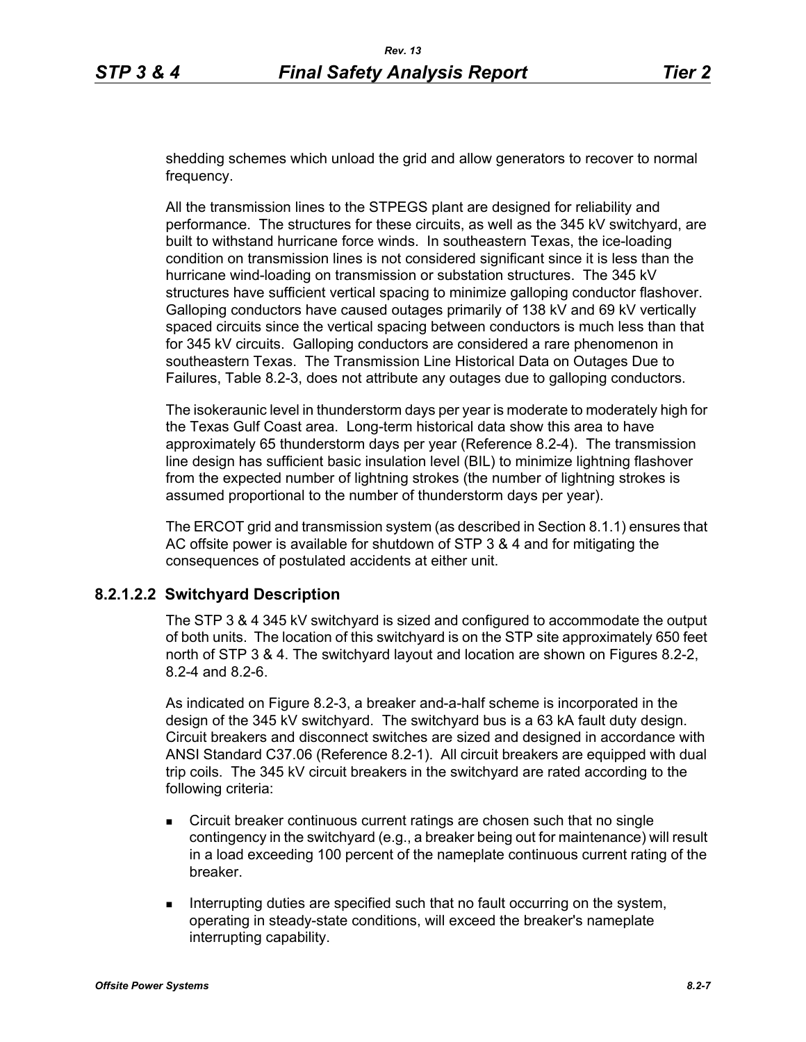shedding schemes which unload the grid and allow generators to recover to normal frequency.

All the transmission lines to the STPEGS plant are designed for reliability and performance. The structures for these circuits, as well as the 345 kV switchyard, are built to withstand hurricane force winds. In southeastern Texas, the ice-loading condition on transmission lines is not considered significant since it is less than the hurricane wind-loading on transmission or substation structures. The 345 kV structures have sufficient vertical spacing to minimize galloping conductor flashover. Galloping conductors have caused outages primarily of 138 kV and 69 kV vertically spaced circuits since the vertical spacing between conductors is much less than that for 345 kV circuits. Galloping conductors are considered a rare phenomenon in southeastern Texas. The Transmission Line Historical Data on Outages Due to Failures, Table 8.2-3, does not attribute any outages due to galloping conductors.

The isokeraunic level in thunderstorm days per year is moderate to moderately high for the Texas Gulf Coast area. Long-term historical data show this area to have approximately 65 thunderstorm days per year (Reference 8.2-4). The transmission line design has sufficient basic insulation level (BIL) to minimize lightning flashover from the expected number of lightning strokes (the number of lightning strokes is assumed proportional to the number of thunderstorm days per year).

The ERCOT grid and transmission system (as described in Section 8.1.1) ensures that AC offsite power is available for shutdown of STP 3 & 4 and for mitigating the consequences of postulated accidents at either unit.

#### 8.2.1.2.2 Switchyard Description

The STP 3 & 4 345 kV switchyard is sized and configured to accommodate the output of both units. The location of this switchyard is on the STP site approximately 650 feet north of STP 3 & 4. The switchyard layout and location are shown on Figures 8.2-2, 8.2-4 and 8.2-6.

As indicated on Figure 8.2-3, a breaker and-a-half scheme is incorporated in the design of the 345 kV switchyard. The switchyard bus is a 63 kA fault duty design. Circuit breakers and disconnect switches are sized and designed in accordance with ANSI Standard C37.06 (Reference 8.2-1). All circuit breakers are equipped with dual trip coils. The 345 kV circuit breakers in the switchyard are rated according to the following criteria:

- Circuit breaker continuous current ratings are chosen such that no single contingency in the switchyard (e.g., a breaker being out for maintenance) will result in a load exceeding 100 percent of the nameplate continuous current rating of the breaker.
- Interrupting duties are specified such that no fault occurring on the system, operating in steady-state conditions, will exceed the breaker's nameplate interrupting capability.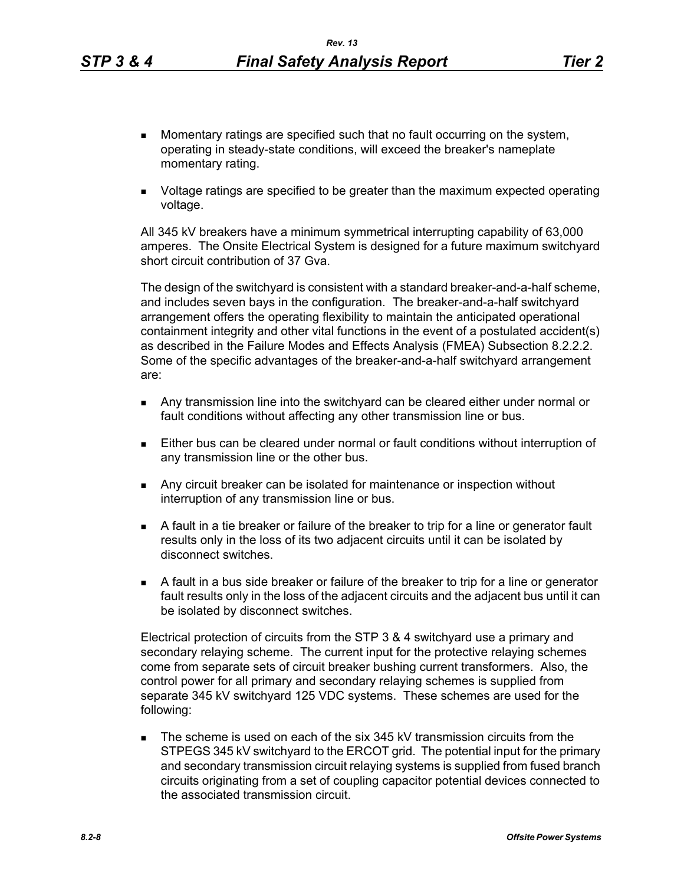- Momentary ratings are specified such that no fault occurring on the system, operating in steady-state conditions, will exceed the breaker's nameplate momentary rating.
- Voltage ratings are specified to be greater than the maximum expected operating voltage.

All 345 kV breakers have a minimum symmetrical interrupting capability of 63,000 amperes. The Onsite Electrical System is designed for a future maximum switchyard short circuit contribution of 37 Gva.

The design of the switchyard is consistent with a standard breaker-and-a-half scheme, and includes seven bays in the configuration. The breaker-and-a-half switchyard arrangement offers the operating flexibility to maintain the anticipated operational containment integrity and other vital functions in the event of a postulated accident(s) as described in the Failure Modes and Effects Analysis (FMEA) Subsection 8.2.2.2. Some of the specific advantages of the breaker-and-a-half switchyard arrangement are:

- Any transmission line into the switchyard can be cleared either under normal or fault conditions without affecting any other transmission line or bus.
- Either bus can be cleared under normal or fault conditions without interruption of any transmission line or the other bus.
- Any circuit breaker can be isolated for maintenance or inspection without interruption of any transmission line or bus.
- A fault in a tie breaker or failure of the breaker to trip for a line or generator fault results only in the loss of its two adjacent circuits until it can be isolated by disconnect switches.
- A fault in a bus side breaker or failure of the breaker to trip for a line or generator fault results only in the loss of the adjacent circuits and the adjacent bus until it can be isolated by disconnect switches.

Electrical protection of circuits from the STP 3 & 4 switchyard use a primary and secondary relaying scheme. The current input for the protective relaying schemes come from separate sets of circuit breaker bushing current transformers. Also, the control power for all primary and secondary relaying schemes is supplied from separate 345 kV switchyard 125 VDC systems. These schemes are used for the following:

- The scheme is used on each of the six 345 kV transmission circuits from the STPEGS 345 kV switchyard to the ERCOT grid. The potential input for the primary and secondary transmission circuit relaying systems is supplied from fused branch circuits originating from a set of coupling capacitor potential devices connected to the associated transmission circuit.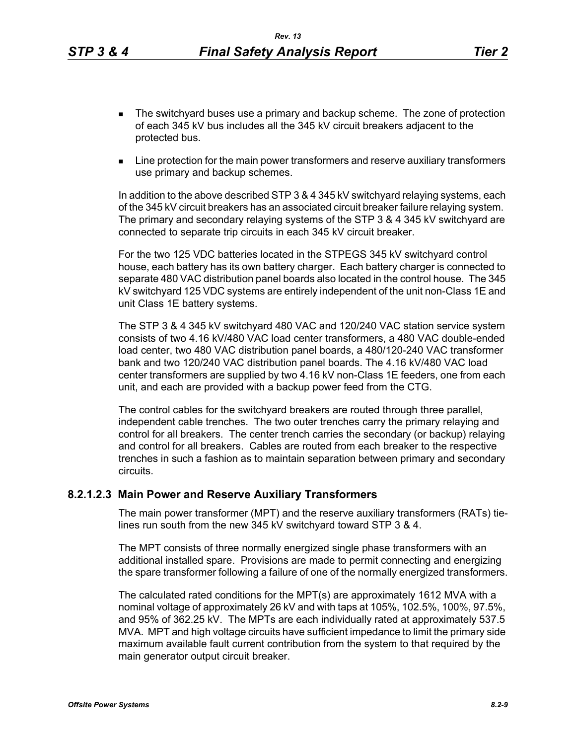- The switchyard buses use a primary and backup scheme. The zone of protection of each 345 kV bus includes all the 345 kV circuit breakers adjacent to the protected bus.
- Line protection for the main power transformers and reserve auxiliary transformers use primary and backup schemes.

In addition to the above described STP 3 & 4 345 kV switchyard relaying systems, each of the 345 kV circuit breakers has an associated circuit breaker failure relaying system. The primary and secondary relaying systems of the STP 3 & 4 345 kV switchyard are connected to separate trip circuits in each 345 kV circuit breaker.

For the two 125 VDC batteries located in the STPEGS 345 kV switchyard control house, each battery has its own battery charger. Each battery charger is connected to separate 480 VAC distribution panel boards also located in the control house. The 345 kV switchyard 125 VDC systems are entirely independent of the unit non-Class 1E and unit Class 1E battery systems.

The STP 3 & 4 345 kV switchyard 480 VAC and 120/240 VAC station service system consists of two 4.16 kV/480 VAC load center transformers, a 480 VAC double-ended load center, two 480 VAC distribution panel boards, a 480/120-240 VAC transformer bank and two 120/240 VAC distribution panel boards. The 4.16 kV/480 VAC load center transformers are supplied by two 4.16 kV non-Class 1E feeders, one from each unit, and each are provided with a backup power feed from the CTG.

The control cables for the switchyard breakers are routed through three parallel, independent cable trenches. The two outer trenches carry the primary relaying and control for all breakers. The center trench carries the secondary (or backup) relaying and control for all breakers. Cables are routed from each breaker to the respective trenches in such a fashion as to maintain separation between primary and secondary circuits.

### 8.2.1.2.3 Main Power and Reserve Auxiliary Transformers

The main power transformer (MPT) and the reserve auxiliary transformers (RATs) tie-lines run south from the new 345 kV switchyard toward STP 3 & 4.

The MPT consists of three normally energized single phase transformers with an additional installed spare. Provisions are made to permit connecting and energizing the spare transformer following a failure of one of the normally energized transformers.

The calculated rated conditions for the MPT(s) are approximately 1612 MVA with a nominal voltage of approximately 26 kV and with taps at 105%, 102.5%, 100%, 97.5%, and 95% of 362.25 kV. The MPTs are each individually rated at approximately 537.5 MVA. MPT and high voltage circuits have sufficient impedance to limit the primary side maximum available fault current contribution from the system to that required by the main generator output circuit breaker.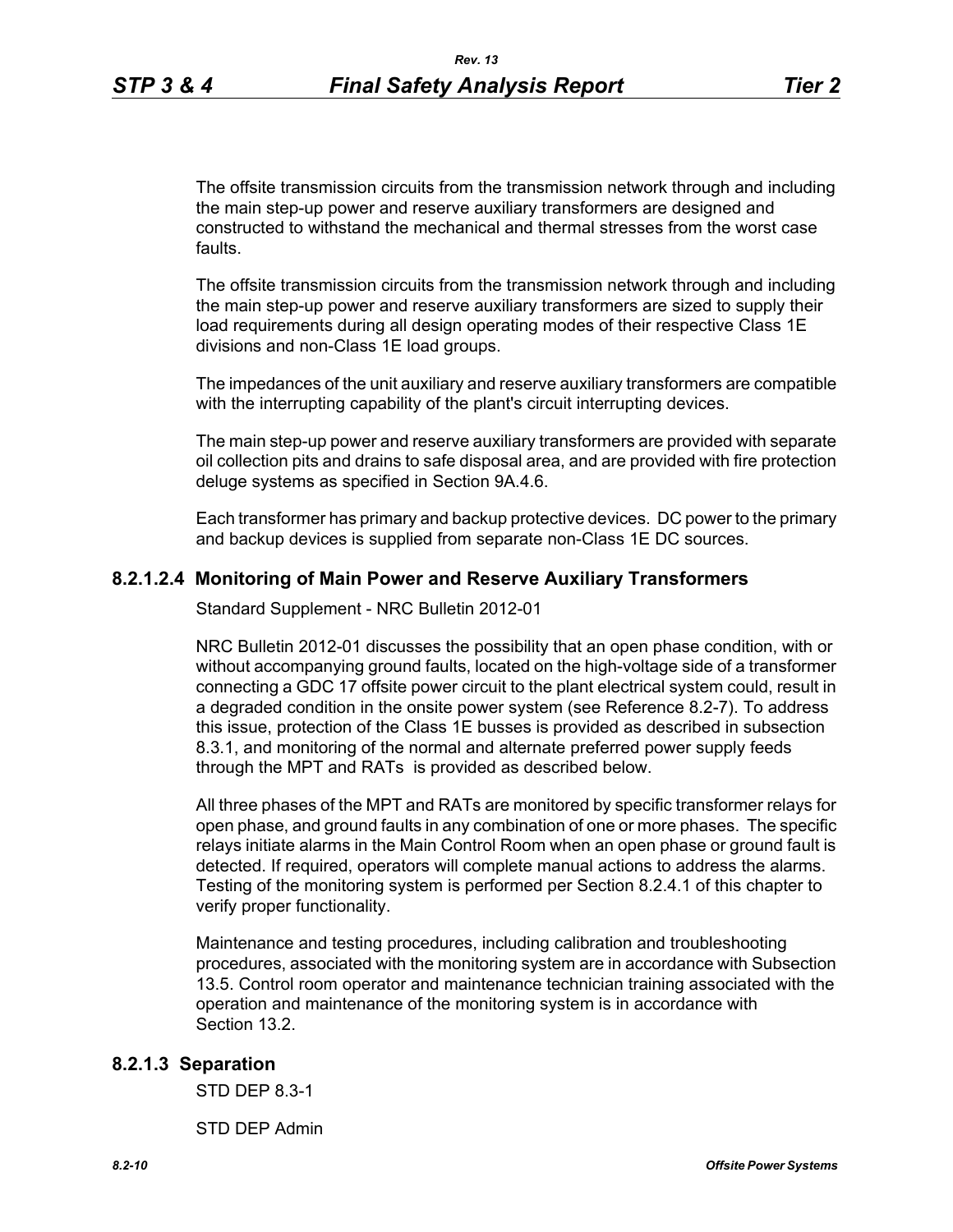The offsite transmission circuits from the transmission network through and including the main step-up power and reserve auxiliary transformers are designed and constructed to withstand the mechanical and thermal stresses from the worst case faults.

The offsite transmission circuits from the transmission network through and including the main step-up power and reserve auxiliary transformers are sized to supply their load requirements during all design operating modes of their respective Class 1E divisions and non-Class 1E load groups.

The impedances of the unit auxiliary and reserve auxiliary transformers are compatible with the interrupting capability of the plant's circuit interrupting devices.

The main step-up power and reserve auxiliary transformers are provided with separate oil collection pits and drains to safe disposal area, and are provided with fire protection deluge systems as specified in Section 9A.4.6.

Each transformer has primary and backup protective devices. DC power to the primary and backup devices is supplied from separate non-Class 1E DC sources.

### 8.2.1.2.4 Monitoring of Main Power and Reserve Auxiliary Transformers

Standard Supplement - NRC Bulletin 2012-01

NRC Bulletin 2012-01 discusses the possibility that an open phase condition, with or without accompanying ground faults, located on the high-voltage side of a transformer connecting a GDC 17 offsite power circuit to the plant electrical system could, result in a degraded condition in the onsite power system (see Reference 8.2-7). To address this issue, protection of the Class 1E busses is provided as described in subsection 8.3.1, and monitoring of the normal and alternate preferred power supply feeds through the MPT and RATs is provided as described below.

All three phases of the MPT and RATs are monitored by specific transformer relays for open phase, and ground faults in any combination of one or more phases. The specific relays initiate alarms in the Main Control Room when an open phase or ground fault is detected. If required, operators will complete manual actions to address the alarms. Testing of the monitoring system is performed per Section 8.2.4.1 of this chapter to verify proper functionality.

Maintenance and testing procedures, including calibration and troubleshooting procedures, associated with the monitoring system are in accordance with Subsection 13.5. Control room operator and maintenance technician training associated with the operation and maintenance of the monitoring system is in accordance with Section 13.2.

## 8.2.1.3 Separation

STD DEP 8.3-1

STD DEP Admin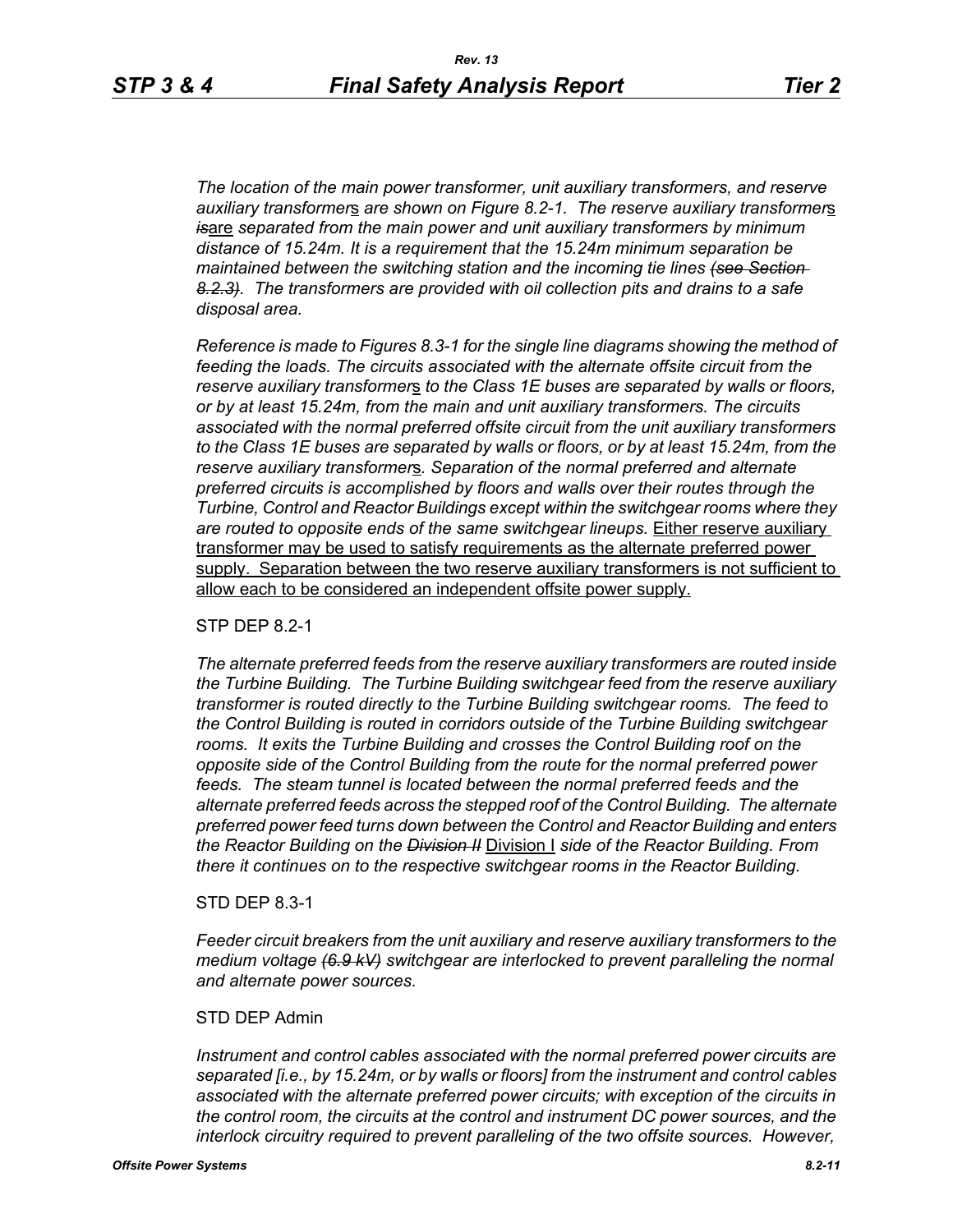*The location of the main power transformer, unit auxiliary transformers, and reserve auxiliary transformers are shown on Figure 8.2-1. The reserve auxiliary transformers ~~is~~are separated from the main power and unit auxiliary transformers by minimum distance of 15.24m. It is a requirement that the 15.24m minimum separation be maintained between the switching station and the incoming tie lines ~~(see Section 8.2.3)~~. The transformers are provided with oil collection pits and drains to a safe disposal area.*

*Reference is made to Figures 8.3-1 for the single line diagrams showing the method of feeding the loads. The circuits associated with the alternate offsite circuit from the reserve auxiliary transformers to the Class 1E buses are separated by walls or floors, or by at least 15.24m, from the main and unit auxiliary transformers. The circuits associated with the normal preferred offsite circuit from the unit auxiliary transformers to the Class 1E buses are separated by walls or floors, or by at least 15.24m, from the reserve auxiliary transformers. Separation of the normal preferred and alternate preferred circuits is accomplished by floors and walls over their routes through the Turbine, Control and Reactor Buildings except within the switchgear rooms where they are routed to opposite ends of the same switchgear lineups.* Either reserve auxiliary transformer may be used to satisfy requirements as the alternate preferred power supply. Separation between the two reserve auxiliary transformers is not sufficient to allow each to be considered an independent offsite power supply.

STP DEP 8.2-1

*The alternate preferred feeds from the reserve auxiliary transformers are routed inside the Turbine Building. The Turbine Building switchgear feed from the reserve auxiliary transformer is routed directly to the Turbine Building switchgear rooms. The feed to the Control Building is routed in corridors outside of the Turbine Building switchgear rooms. It exits the Turbine Building and crosses the Control Building roof on the opposite side of the Control Building from the route for the normal preferred power feeds. The steam tunnel is located between the normal preferred feeds and the alternate preferred feeds across the stepped roof of the Control Building. The alternate preferred power feed turns down between the Control and Reactor Building and enters the Reactor Building on the ~~Division II~~* Division I *side of the Reactor Building. From there it continues on to the respective switchgear rooms in the Reactor Building.*

STD DEP 8.3-1

*Feeder circuit breakers from the unit auxiliary and reserve auxiliary transformers to the medium voltage ~~(6.9 kV)~~ switchgear are interlocked to prevent paralleling the normal and alternate power sources.*

STD DEP Admin

*Instrument and control cables associated with the normal preferred power circuits are separated [i.e., by 15.24m, or by walls or floors] from the instrument and control cables associated with the alternate preferred power circuits; with exception of the circuits in the control room, the circuits at the control and instrument DC power sources, and the interlock circuitry required to prevent paralleling of the two offsite sources. However,*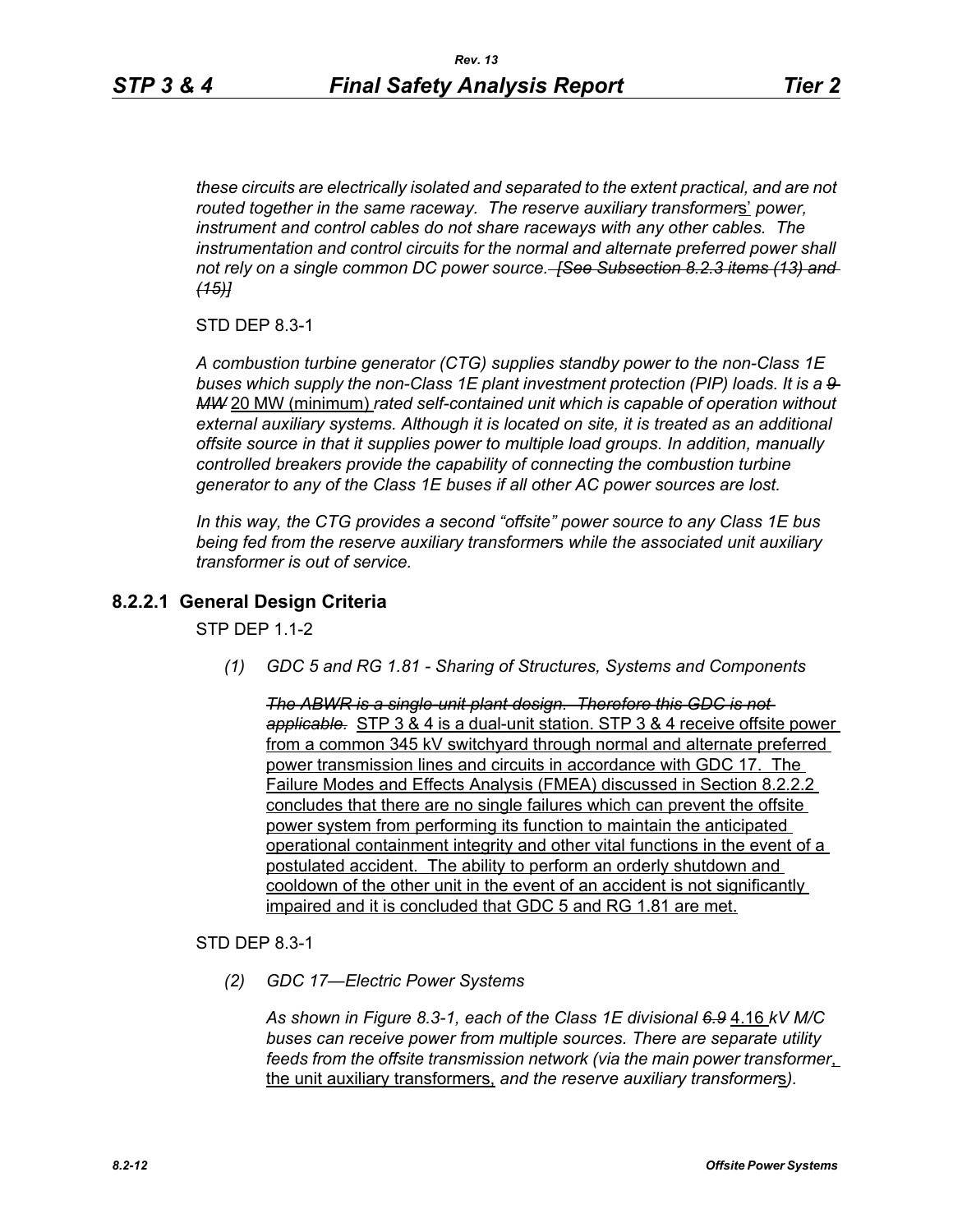*these circuits are electrically isolated and separated to the extent practical, and are not routed together in the same raceway. The reserve auxiliary transformer*s' *power, instrument and control cables do not share raceways with any other cables. The instrumentation and control circuits for the normal and alternate preferred power shall not rely on a single common DC power source.* ~~*[See Subsection 8.2.3 items (13) and (15)]*~~

STD DEP 8.3-1

*A combustion turbine generator (CTG) supplies standby power to the non-Class 1E buses which supply the non-Class 1E plant investment protection (PIP) loads. It is a* ~~*9 MW*~~ 20 MW (minimum) *rated self-contained unit which is capable of operation without external auxiliary systems. Although it is located on site, it is treated as an additional offsite source in that it supplies power to multiple load groups. In addition, manually controlled breakers provide the capability of connecting the combustion turbine generator to any of the Class 1E buses if all other AC power sources are lost.*

*In this way, the CTG provides a second "offsite" power source to any Class 1E bus being fed from the reserve auxiliary transformer*s *while the associated unit auxiliary transformer is out of service.*

### 8.2.2.1 General Design Criteria

STP DEP 1.1-2

*(1) GDC 5 and RG 1.81 - Sharing of Structures, Systems and Components*

~~*The ABWR is a single-unit plant design. Therefore this GDC is not applicable.*~~ STP 3 & 4 is a dual-unit station. STP 3 & 4 receive offsite power from a common 345 kV switchyard through normal and alternate preferred power transmission lines and circuits in accordance with GDC 17. The Failure Modes and Effects Analysis (FMEA) discussed in Section 8.2.2.2 concludes that there are no single failures which can prevent the offsite power system from performing its function to maintain the anticipated operational containment integrity and other vital functions in the event of a postulated accident. The ability to perform an orderly shutdown and cooldown of the other unit in the event of an accident is not significantly impaired and it is concluded that GDC 5 and RG 1.81 are met.

STD DEP 8.3-1

*(2) GDC 17—Electric Power Systems*

*As shown in Figure 8.3-1, each of the Class 1E divisional* ~~*6.9*~~ 4.16 *kV M/C buses can receive power from multiple sources. There are separate utility feeds from the offsite transmission network (via the main power transformer*, the unit auxiliary transformers, *and the reserve auxiliary transformer*s*).*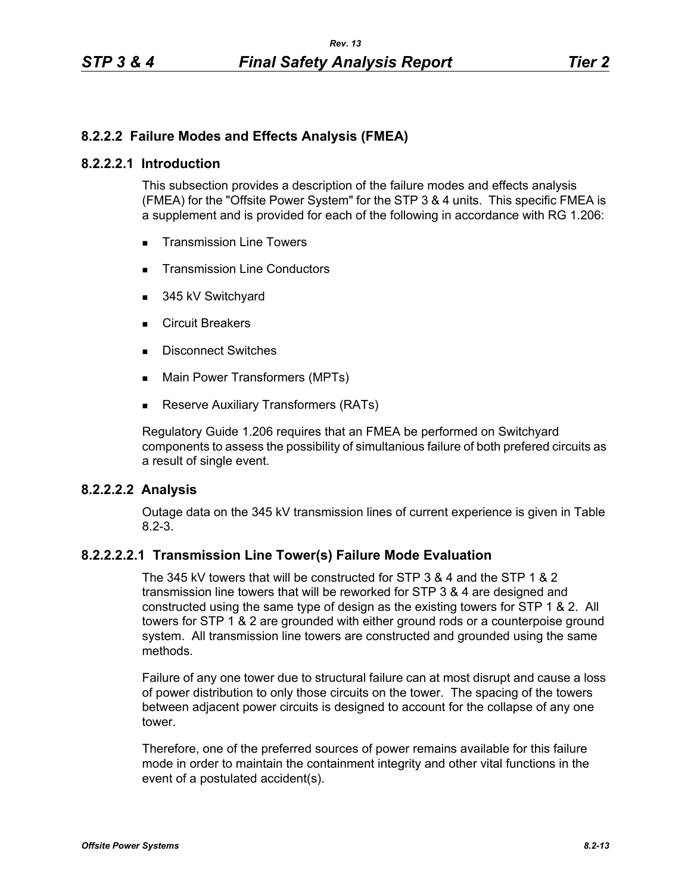## 8.2.2.2 Failure Modes and Effects Analysis (FMEA)

### 8.2.2.2.1 Introduction

This subsection provides a description of the failure modes and effects analysis (FMEA) for the "Offsite Power System" for the STP 3 & 4 units. This specific FMEA is a supplement and is provided for each of the following in accordance with RG 1.206:

- Transmission Line Towers
- Transmission Line Conductors
- 345 kV Switchyard
- Circuit Breakers
- Disconnect Switches
- Main Power Transformers (MPTs)
- Reserve Auxiliary Transformers (RATs)

Regulatory Guide 1.206 requires that an FMEA be performed on Switchyard components to assess the possibility of simultanious failure of both prefered circuits as a result of single event.

### 8.2.2.2.2 Analysis

Outage data on the 345 kV transmission lines of current experience is given in Table 8.2-3.

#### 8.2.2.2.2.1 Transmission Line Tower(s) Failure Mode Evaluation

The 345 kV towers that will be constructed for STP 3 & 4 and the STP 1 & 2 transmission line towers that will be reworked for STP 3 & 4 are designed and constructed using the same type of design as the existing towers for STP 1 & 2. All towers for STP 1 & 2 are grounded with either ground rods or a counterpoise ground system. All transmission line towers are constructed and grounded using the same methods.

Failure of any one tower due to structural failure can at most disrupt and cause a loss of power distribution to only those circuits on the tower. The spacing of the towers between adjacent power circuits is designed to account for the collapse of any one tower.

Therefore, one of the preferred sources of power remains available for this failure mode in order to maintain the containment integrity and other vital functions in the event of a postulated accident(s).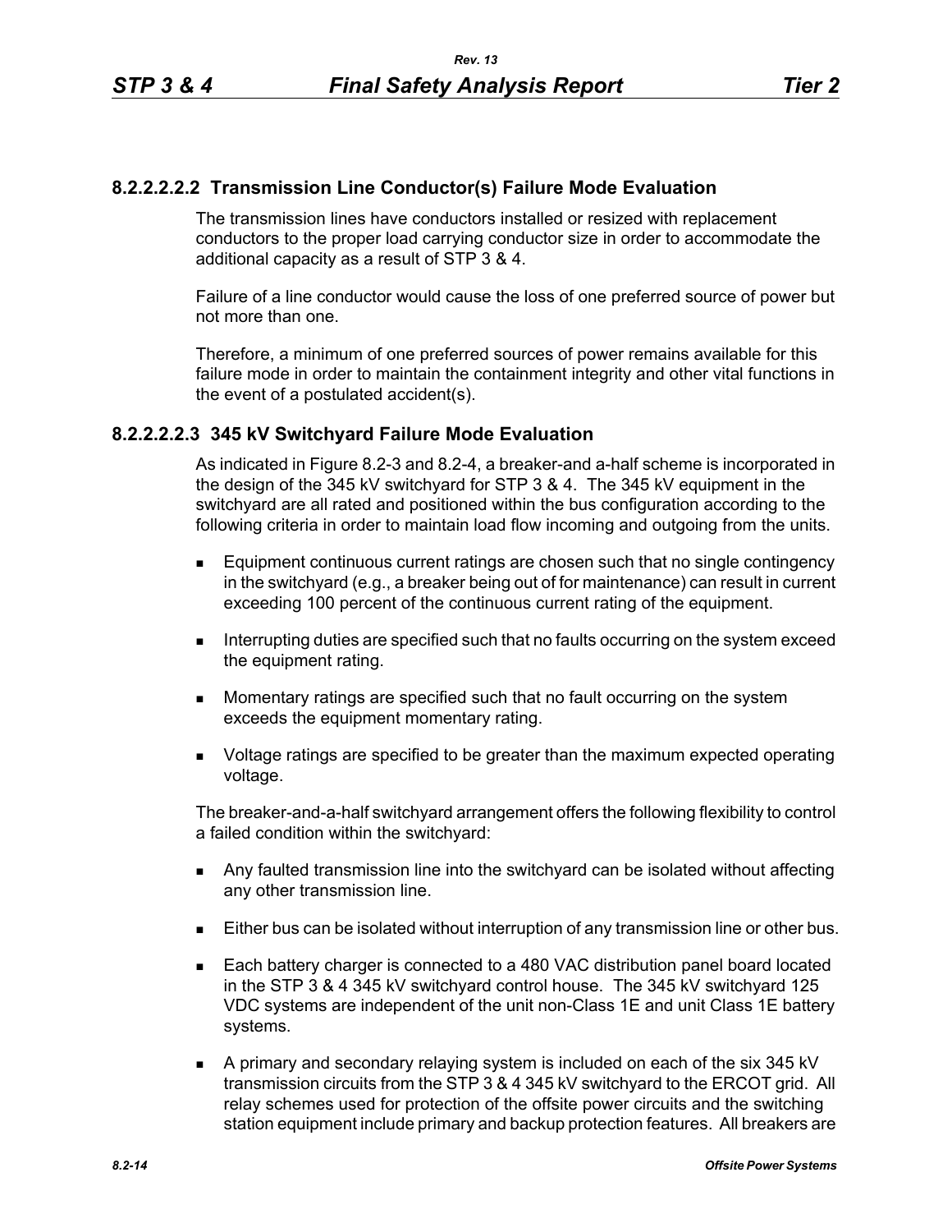### 8.2.2.2.2.2 Transmission Line Conductor(s) Failure Mode Evaluation

The transmission lines have conductors installed or resized with replacement conductors to the proper load carrying conductor size in order to accommodate the additional capacity as a result of STP 3 & 4.

Failure of a line conductor would cause the loss of one preferred source of power but not more than one.

Therefore, a minimum of one preferred sources of power remains available for this failure mode in order to maintain the containment integrity and other vital functions in the event of a postulated accident(s).

### 8.2.2.2.2.3 345 kV Switchyard Failure Mode Evaluation

As indicated in Figure 8.2-3 and 8.2-4, a breaker-and a-half scheme is incorporated in the design of the 345 kV switchyard for STP 3 & 4. The 345 kV equipment in the switchyard are all rated and positioned within the bus configuration according to the following criteria in order to maintain load flow incoming and outgoing from the units.

- Equipment continuous current ratings are chosen such that no single contingency in the switchyard (e.g., a breaker being out of for maintenance) can result in current exceeding 100 percent of the continuous current rating of the equipment.
- Interrupting duties are specified such that no faults occurring on the system exceed the equipment rating.
- Momentary ratings are specified such that no fault occurring on the system exceeds the equipment momentary rating.
- Voltage ratings are specified to be greater than the maximum expected operating voltage.

The breaker-and-a-half switchyard arrangement offers the following flexibility to control a failed condition within the switchyard:

- Any faulted transmission line into the switchyard can be isolated without affecting any other transmission line.
- Either bus can be isolated without interruption of any transmission line or other bus.
- Each battery charger is connected to a 480 VAC distribution panel board located in the STP 3 & 4 345 kV switchyard control house. The 345 kV switchyard 125 VDC systems are independent of the unit non-Class 1E and unit Class 1E battery systems.
- A primary and secondary relaying system is included on each of the six 345 kV transmission circuits from the STP 3 & 4 345 kV switchyard to the ERCOT grid. All relay schemes used for protection of the offsite power circuits and the switching station equipment include primary and backup protection features. All breakers are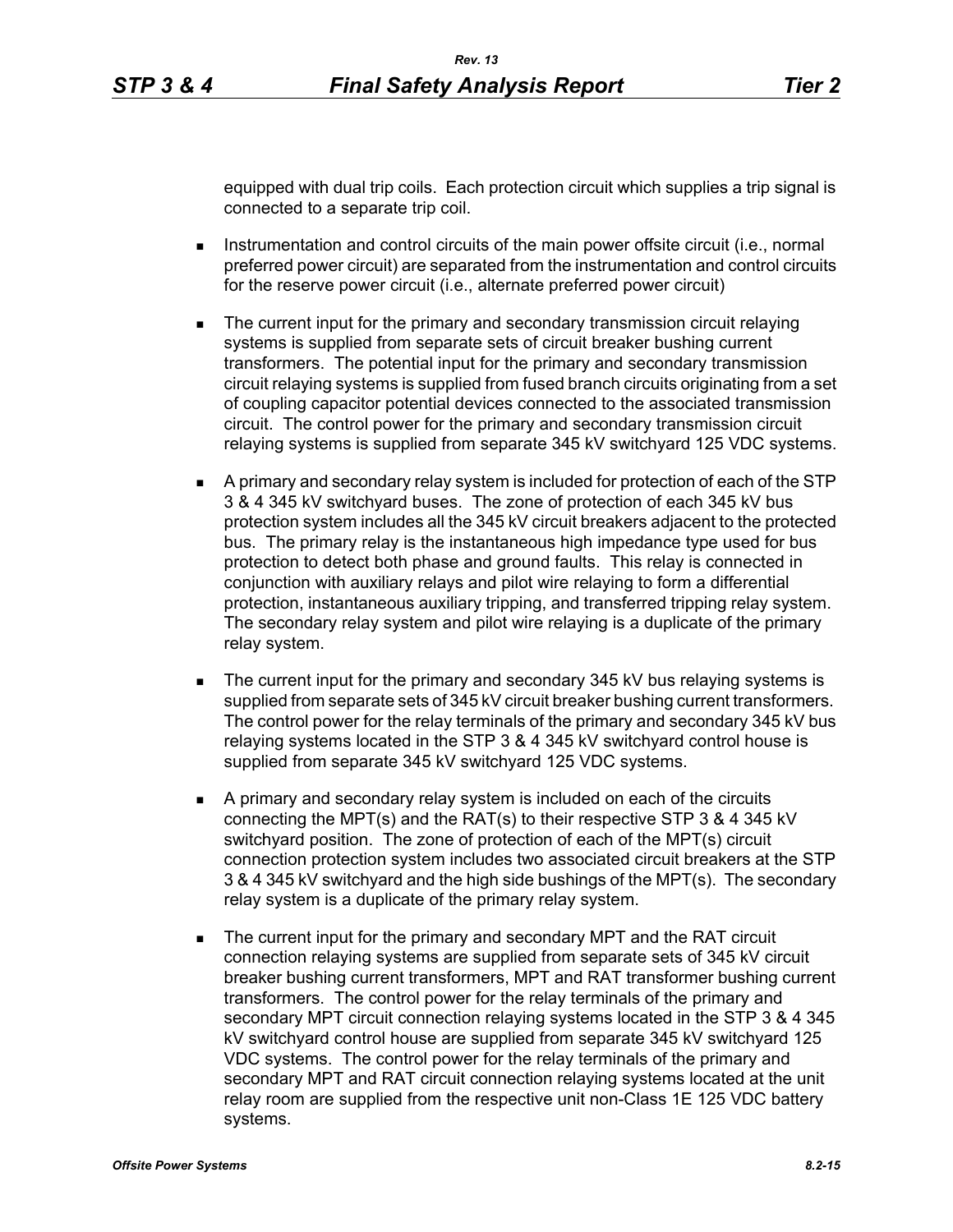equipped with dual trip coils. Each protection circuit which supplies a trip signal is connected to a separate trip coil.

- Instrumentation and control circuits of the main power offsite circuit (i.e., normal preferred power circuit) are separated from the instrumentation and control circuits for the reserve power circuit (i.e., alternate preferred power circuit)

- The current input for the primary and secondary transmission circuit relaying systems is supplied from separate sets of circuit breaker bushing current transformers. The potential input for the primary and secondary transmission circuit relaying systems is supplied from fused branch circuits originating from a set of coupling capacitor potential devices connected to the associated transmission circuit. The control power for the primary and secondary transmission circuit relaying systems is supplied from separate 345 kV switchyard 125 VDC systems.

- A primary and secondary relay system is included for protection of each of the STP 3 & 4 345 kV switchyard buses. The zone of protection of each 345 kV bus protection system includes all the 345 kV circuit breakers adjacent to the protected bus. The primary relay is the instantaneous high impedance type used for bus protection to detect both phase and ground faults. This relay is connected in conjunction with auxiliary relays and pilot wire relaying to form a differential protection, instantaneous auxiliary tripping, and transferred tripping relay system. The secondary relay system and pilot wire relaying is a duplicate of the primary relay system.

- The current input for the primary and secondary 345 kV bus relaying systems is supplied from separate sets of 345 kV circuit breaker bushing current transformers. The control power for the relay terminals of the primary and secondary 345 kV bus relaying systems located in the STP 3 & 4 345 kV switchyard control house is supplied from separate 345 kV switchyard 125 VDC systems.

- A primary and secondary relay system is included on each of the circuits connecting the MPT(s) and the RAT(s) to their respective STP 3 & 4 345 kV switchyard position. The zone of protection of each of the MPT(s) circuit connection protection system includes two associated circuit breakers at the STP 3 & 4 345 kV switchyard and the high side bushings of the MPT(s). The secondary relay system is a duplicate of the primary relay system.

- The current input for the primary and secondary MPT and the RAT circuit connection relaying systems are supplied from separate sets of 345 kV circuit breaker bushing current transformers, MPT and RAT transformer bushing current transformers. The control power for the relay terminals of the primary and secondary MPT circuit connection relaying systems located in the STP 3 & 4 345 kV switchyard control house are supplied from separate 345 kV switchyard 125 VDC systems. The control power for the relay terminals of the primary and secondary MPT and RAT circuit connection relaying systems located at the unit relay room are supplied from the respective unit non-Class 1E 125 VDC battery systems.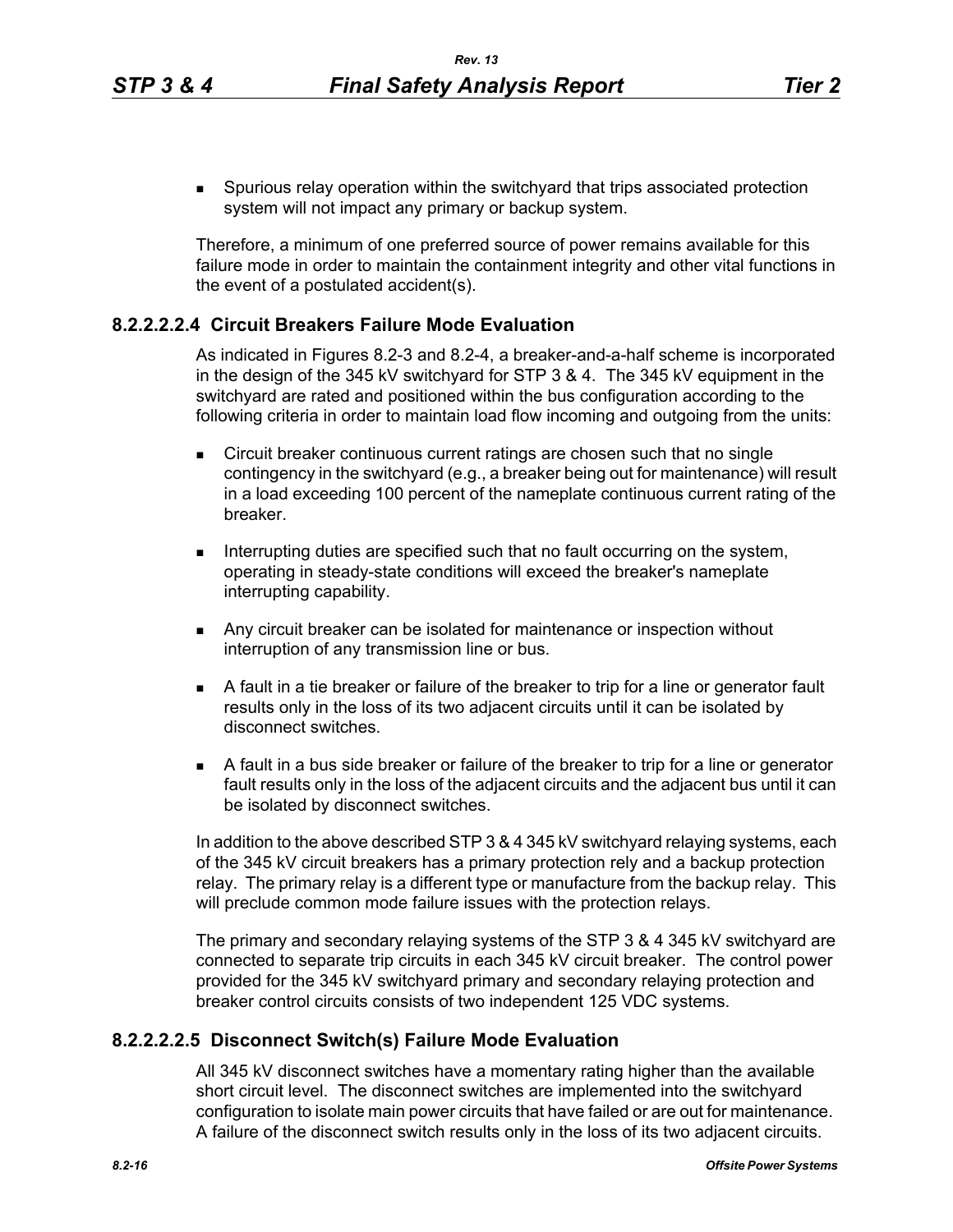- Spurious relay operation within the switchyard that trips associated protection system will not impact any primary or backup system.

Therefore, a minimum of one preferred source of power remains available for this failure mode in order to maintain the containment integrity and other vital functions in the event of a postulated accident(s).

### 8.2.2.2.2.4 Circuit Breakers Failure Mode Evaluation

As indicated in Figures 8.2-3 and 8.2-4, a breaker-and-a-half scheme is incorporated in the design of the 345 kV switchyard for STP 3 & 4. The 345 kV equipment in the switchyard are rated and positioned within the bus configuration according to the following criteria in order to maintain load flow incoming and outgoing from the units:

- Circuit breaker continuous current ratings are chosen such that no single contingency in the switchyard (e.g., a breaker being out for maintenance) will result in a load exceeding 100 percent of the nameplate continuous current rating of the breaker.
- Interrupting duties are specified such that no fault occurring on the system, operating in steady-state conditions will exceed the breaker's nameplate interrupting capability.
- Any circuit breaker can be isolated for maintenance or inspection without interruption of any transmission line or bus.
- A fault in a tie breaker or failure of the breaker to trip for a line or generator fault results only in the loss of its two adjacent circuits until it can be isolated by disconnect switches.
- A fault in a bus side breaker or failure of the breaker to trip for a line or generator fault results only in the loss of the adjacent circuits and the adjacent bus until it can be isolated by disconnect switches.

In addition to the above described STP 3 & 4 345 kV switchyard relaying systems, each of the 345 kV circuit breakers has a primary protection rely and a backup protection relay. The primary relay is a different type or manufacture from the backup relay. This will preclude common mode failure issues with the protection relays.

The primary and secondary relaying systems of the STP 3 & 4 345 kV switchyard are connected to separate trip circuits in each 345 kV circuit breaker. The control power provided for the 345 kV switchyard primary and secondary relaying protection and breaker control circuits consists of two independent 125 VDC systems.

### 8.2.2.2.2.5 Disconnect Switch(s) Failure Mode Evaluation

All 345 kV disconnect switches have a momentary rating higher than the available short circuit level. The disconnect switches are implemented into the switchyard configuration to isolate main power circuits that have failed or are out for maintenance. A failure of the disconnect switch results only in the loss of its two adjacent circuits.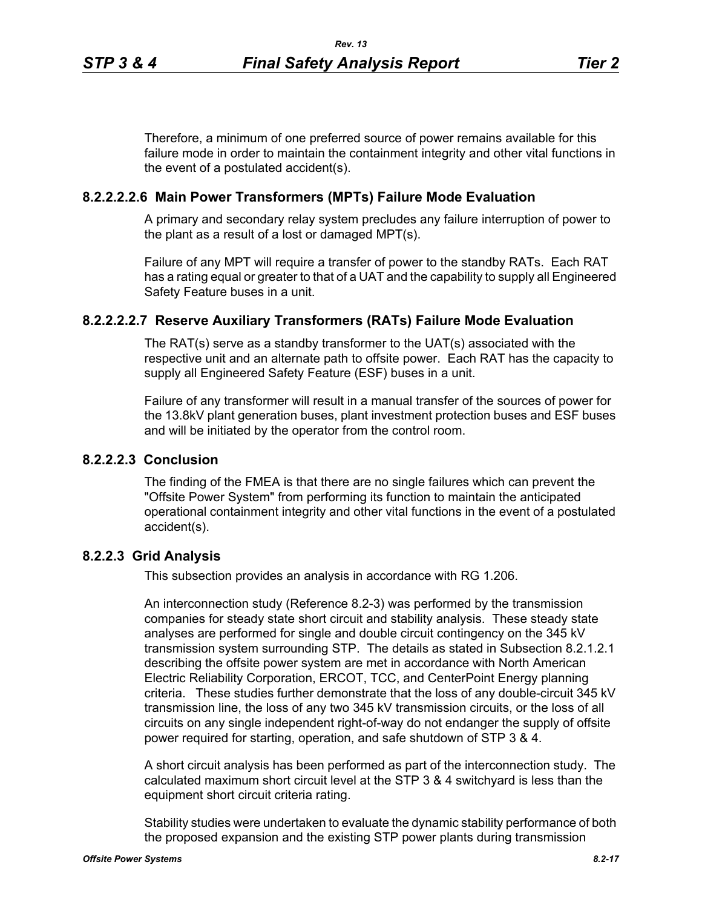Therefore, a minimum of one preferred source of power remains available for this failure mode in order to maintain the containment integrity and other vital functions in the event of a postulated accident(s).

### 8.2.2.2.2.6 Main Power Transformers (MPTs) Failure Mode Evaluation

A primary and secondary relay system precludes any failure interruption of power to the plant as a result of a lost or damaged MPT(s).

Failure of any MPT will require a transfer of power to the standby RATs. Each RAT has a rating equal or greater to that of a UAT and the capability to supply all Engineered Safety Feature buses in a unit.

### 8.2.2.2.2.7 Reserve Auxiliary Transformers (RATs) Failure Mode Evaluation

The RAT(s) serve as a standby transformer to the UAT(s) associated with the respective unit and an alternate path to offsite power. Each RAT has the capacity to supply all Engineered Safety Feature (ESF) buses in a unit.

Failure of any transformer will result in a manual transfer of the sources of power for the 13.8kV plant generation buses, plant investment protection buses and ESF buses and will be initiated by the operator from the control room.

### 8.2.2.2.3 Conclusion

The finding of the FMEA is that there are no single failures which can prevent the "Offsite Power System" from performing its function to maintain the anticipated operational containment integrity and other vital functions in the event of a postulated accident(s).

### 8.2.2.3 Grid Analysis

This subsection provides an analysis in accordance with RG 1.206.

An interconnection study (Reference 8.2-3) was performed by the transmission companies for steady state short circuit and stability analysis. These steady state analyses are performed for single and double circuit contingency on the 345 kV transmission system surrounding STP. The details as stated in Subsection 8.2.1.2.1 describing the offsite power system are met in accordance with North American Electric Reliability Corporation, ERCOT, TCC, and CenterPoint Energy planning criteria. These studies further demonstrate that the loss of any double-circuit 345 kV transmission line, the loss of any two 345 kV transmission circuits, or the loss of all circuits on any single independent right-of-way do not endanger the supply of offsite power required for starting, operation, and safe shutdown of STP 3 & 4.

A short circuit analysis has been performed as part of the interconnection study. The calculated maximum short circuit level at the STP 3 & 4 switchyard is less than the equipment short circuit criteria rating.

Stability studies were undertaken to evaluate the dynamic stability performance of both the proposed expansion and the existing STP power plants during transmission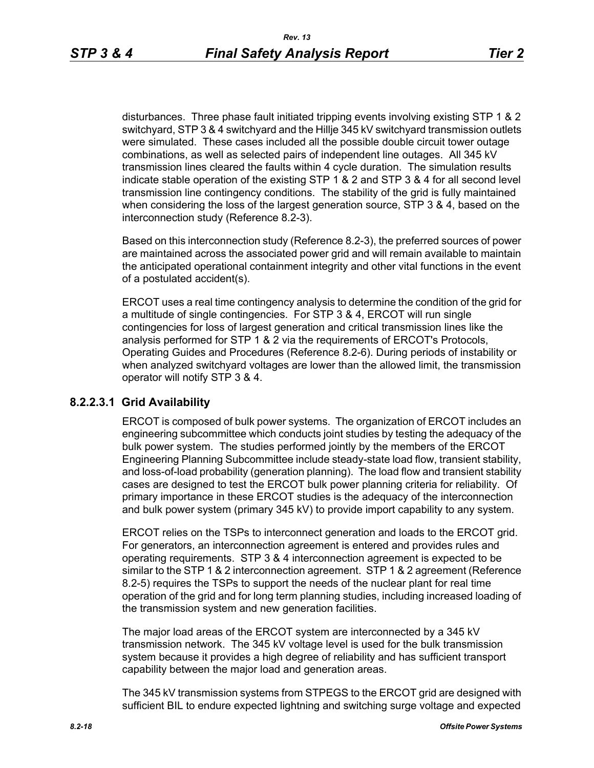disturbances. Three phase fault initiated tripping events involving existing STP 1 & 2 switchyard, STP 3 & 4 switchyard and the Hillje 345 kV switchyard transmission outlets were simulated. These cases included all the possible double circuit tower outage combinations, as well as selected pairs of independent line outages. All 345 kV transmission lines cleared the faults within 4 cycle duration. The simulation results indicate stable operation of the existing STP 1 & 2 and STP 3 & 4 for all second level transmission line contingency conditions. The stability of the grid is fully maintained when considering the loss of the largest generation source, STP 3 & 4, based on the interconnection study (Reference 8.2-3).

Based on this interconnection study (Reference 8.2-3), the preferred sources of power are maintained across the associated power grid and will remain available to maintain the anticipated operational containment integrity and other vital functions in the event of a postulated accident(s).

ERCOT uses a real time contingency analysis to determine the condition of the grid for a multitude of single contingencies. For STP 3 & 4, ERCOT will run single contingencies for loss of largest generation and critical transmission lines like the analysis performed for STP 1 & 2 via the requirements of ERCOT's Protocols, Operating Guides and Procedures (Reference 8.2-6). During periods of instability or when analyzed switchyard voltages are lower than the allowed limit, the transmission operator will notify STP 3 & 4.

### 8.2.2.3.1 Grid Availability

ERCOT is composed of bulk power systems. The organization of ERCOT includes an engineering subcommittee which conducts joint studies by testing the adequacy of the bulk power system. The studies performed jointly by the members of the ERCOT Engineering Planning Subcommittee include steady-state load flow, transient stability, and loss-of-load probability (generation planning). The load flow and transient stability cases are designed to test the ERCOT bulk power planning criteria for reliability. Of primary importance in these ERCOT studies is the adequacy of the interconnection and bulk power system (primary 345 kV) to provide import capability to any system.

ERCOT relies on the TSPs to interconnect generation and loads to the ERCOT grid. For generators, an interconnection agreement is entered and provides rules and operating requirements. STP 3 & 4 interconnection agreement is expected to be similar to the STP 1 & 2 interconnection agreement. STP 1 & 2 agreement (Reference 8.2-5) requires the TSPs to support the needs of the nuclear plant for real time operation of the grid and for long term planning studies, including increased loading of the transmission system and new generation facilities.

The major load areas of the ERCOT system are interconnected by a 345 kV transmission network. The 345 kV voltage level is used for the bulk transmission system because it provides a high degree of reliability and has sufficient transport capability between the major load and generation areas.

The 345 kV transmission systems from STPEGS to the ERCOT grid are designed with sufficient BIL to endure expected lightning and switching surge voltage and expected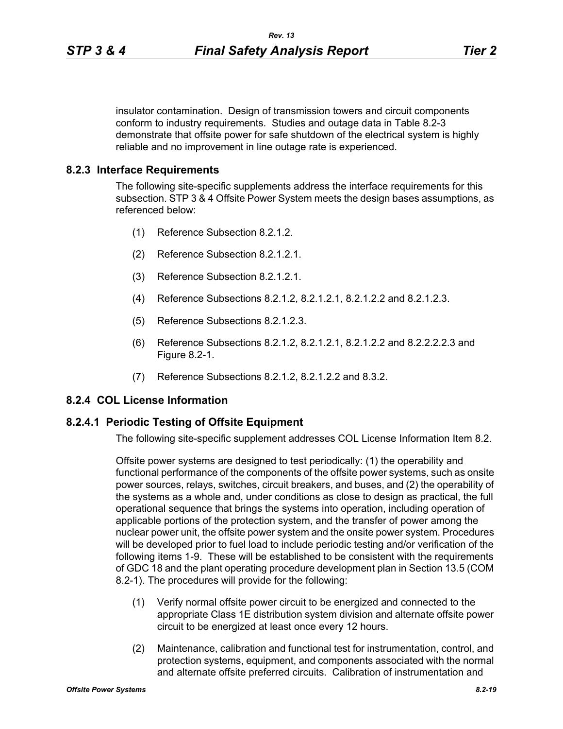insulator contamination. Design of transmission towers and circuit components conform to industry requirements. Studies and outage data in Table 8.2-3 demonstrate that offsite power for safe shutdown of the electrical system is highly reliable and no improvement in line outage rate is experienced.

## 8.2.3 Interface Requirements

The following site-specific supplements address the interface requirements for this subsection. STP 3 & 4 Offsite Power System meets the design bases assumptions, as referenced below:

(1) Reference Subsection 8.2.1.2.

(2) Reference Subsection 8.2.1.2.1.

(3) Reference Subsection 8.2.1.2.1.

(4) Reference Subsections 8.2.1.2, 8.2.1.2.1, 8.2.1.2.2 and 8.2.1.2.3.

(5) Reference Subsections 8.2.1.2.3.

(6) Reference Subsections 8.2.1.2, 8.2.1.2.1, 8.2.1.2.2 and 8.2.2.2.2.3 and Figure 8.2-1.

(7) Reference Subsections 8.2.1.2, 8.2.1.2.2 and 8.3.2.

## 8.2.4 COL License Information

### 8.2.4.1 Periodic Testing of Offsite Equipment

The following site-specific supplement addresses COL License Information Item 8.2.

Offsite power systems are designed to test periodically: (1) the operability and functional performance of the components of the offsite power systems, such as onsite power sources, relays, switches, circuit breakers, and buses, and (2) the operability of the systems as a whole and, under conditions as close to design as practical, the full operational sequence that brings the systems into operation, including operation of applicable portions of the protection system, and the transfer of power among the nuclear power unit, the offsite power system and the onsite power system. Procedures will be developed prior to fuel load to include periodic testing and/or verification of the following items 1-9. These will be established to be consistent with the requirements of GDC 18 and the plant operating procedure development plan in Section 13.5 (COM 8.2-1). The procedures will provide for the following:

(1) Verify normal offsite power circuit to be energized and connected to the appropriate Class 1E distribution system division and alternate offsite power circuit to be energized at least once every 12 hours.

(2) Maintenance, calibration and functional test for instrumentation, control, and protection systems, equipment, and components associated with the normal and alternate offsite preferred circuits. Calibration of instrumentation and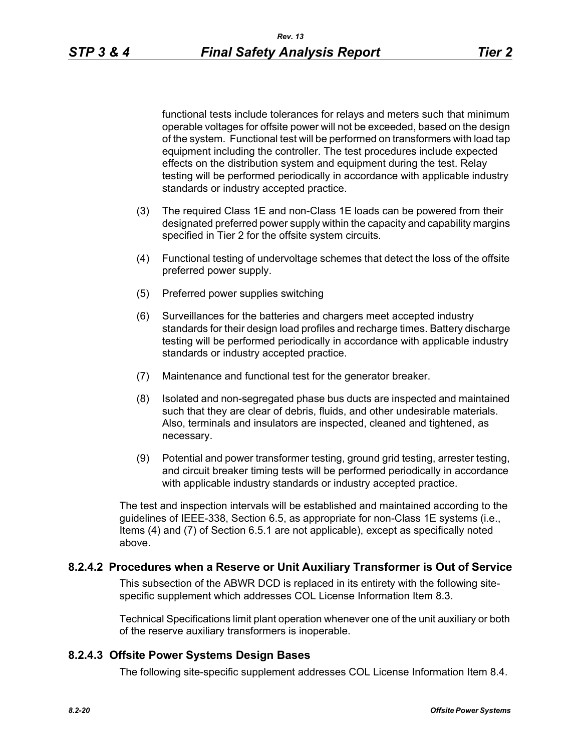functional tests include tolerances for relays and meters such that minimum operable voltages for offsite power will not be exceeded, based on the design of the system. Functional test will be performed on transformers with load tap equipment including the controller. The test procedures include expected effects on the distribution system and equipment during the test. Relay testing will be performed periodically in accordance with applicable industry standards or industry accepted practice.

(3) The required Class 1E and non-Class 1E loads can be powered from their designated preferred power supply within the capacity and capability margins specified in Tier 2 for the offsite system circuits.

(4) Functional testing of undervoltage schemes that detect the loss of the offsite preferred power supply.

(5) Preferred power supplies switching

(6) Surveillances for the batteries and chargers meet accepted industry standards for their design load profiles and recharge times. Battery discharge testing will be performed periodically in accordance with applicable industry standards or industry accepted practice.

(7) Maintenance and functional test for the generator breaker.

(8) Isolated and non-segregated phase bus ducts are inspected and maintained such that they are clear of debris, fluids, and other undesirable materials. Also, terminals and insulators are inspected, cleaned and tightened, as necessary.

(9) Potential and power transformer testing, ground grid testing, arrester testing, and circuit breaker timing tests will be performed periodically in accordance with applicable industry standards or industry accepted practice.

The test and inspection intervals will be established and maintained according to the guidelines of IEEE-338, Section 6.5, as appropriate for non-Class 1E systems (i.e., Items (4) and (7) of Section 6.5.1 are not applicable), except as specifically noted above.

### 8.2.4.2 Procedures when a Reserve or Unit Auxiliary Transformer is Out of Service

This subsection of the ABWR DCD is replaced in its entirety with the following site-specific supplement which addresses COL License Information Item 8.3.

Technical Specifications limit plant operation whenever one of the unit auxiliary or both of the reserve auxiliary transformers is inoperable.

### 8.2.4.3 Offsite Power Systems Design Bases

The following site-specific supplement addresses COL License Information Item 8.4.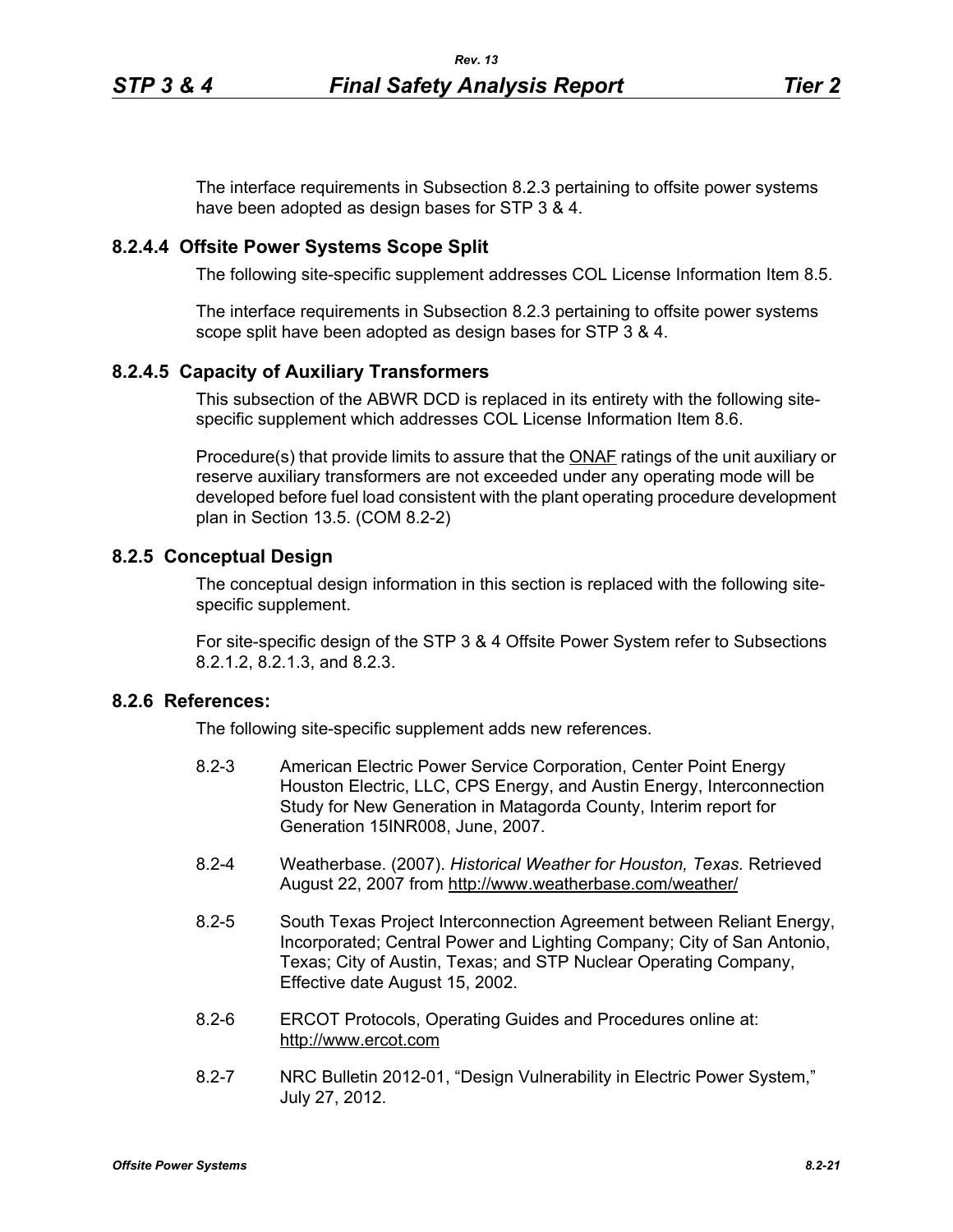The interface requirements in Subsection 8.2.3 pertaining to offsite power systems have been adopted as design bases for STP 3 & 4.

### 8.2.4.4 Offsite Power Systems Scope Split

The following site-specific supplement addresses COL License Information Item 8.5.

The interface requirements in Subsection 8.2.3 pertaining to offsite power systems scope split have been adopted as design bases for STP 3 & 4.

### 8.2.4.5 Capacity of Auxiliary Transformers

This subsection of the ABWR DCD is replaced in its entirety with the following site-specific supplement which addresses COL License Information Item 8.6.

Procedure(s) that provide limits to assure that the ONAF ratings of the unit auxiliary or reserve auxiliary transformers are not exceeded under any operating mode will be developed before fuel load consistent with the plant operating procedure development plan in Section 13.5. (COM 8.2-2)

## 8.2.5 Conceptual Design

The conceptual design information in this section is replaced with the following site-specific supplement.

For site-specific design of the STP 3 & 4 Offsite Power System refer to Subsections 8.2.1.2, 8.2.1.3, and 8.2.3.

## 8.2.6 References:

The following site-specific supplement adds new references.

8.2-3 American Electric Power Service Corporation, Center Point Energy Houston Electric, LLC, CPS Energy, and Austin Energy, Interconnection Study for New Generation in Matagorda County, Interim report for Generation 15INR008, June, 2007.

8.2-4 Weatherbase. (2007). *Historical Weather for Houston, Texas.* Retrieved August 22, 2007 from http://www.weatherbase.com/weather/

8.2-5 South Texas Project Interconnection Agreement between Reliant Energy, Incorporated; Central Power and Lighting Company; City of San Antonio, Texas; City of Austin, Texas; and STP Nuclear Operating Company, Effective date August 15, 2002.

8.2-6 ERCOT Protocols, Operating Guides and Procedures online at: http://www.ercot.com

8.2-7 NRC Bulletin 2012-01, "Design Vulnerability in Electric Power System," July 27, 2012.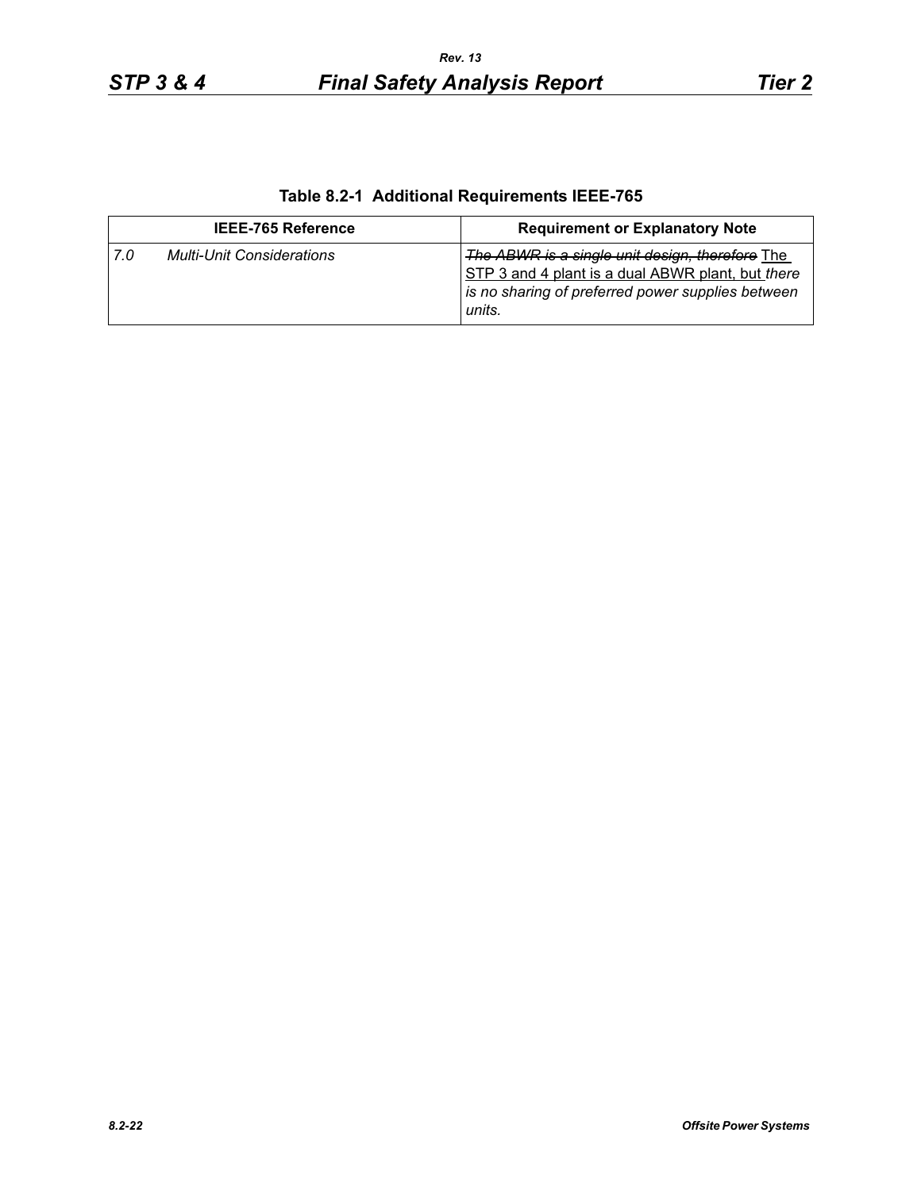**Table 8.2-1 Additional Requirements IEEE-765**

| IEEE-765 Reference | Requirement or Explanatory Note |
|---|---|
| *7.0 Multi-Unit Considerations* | ~~*The ABWR is a single unit design, therefore*~~ The STP 3 and 4 plant is a dual ABWR plant, but *there is no sharing of preferred power supplies between units.* |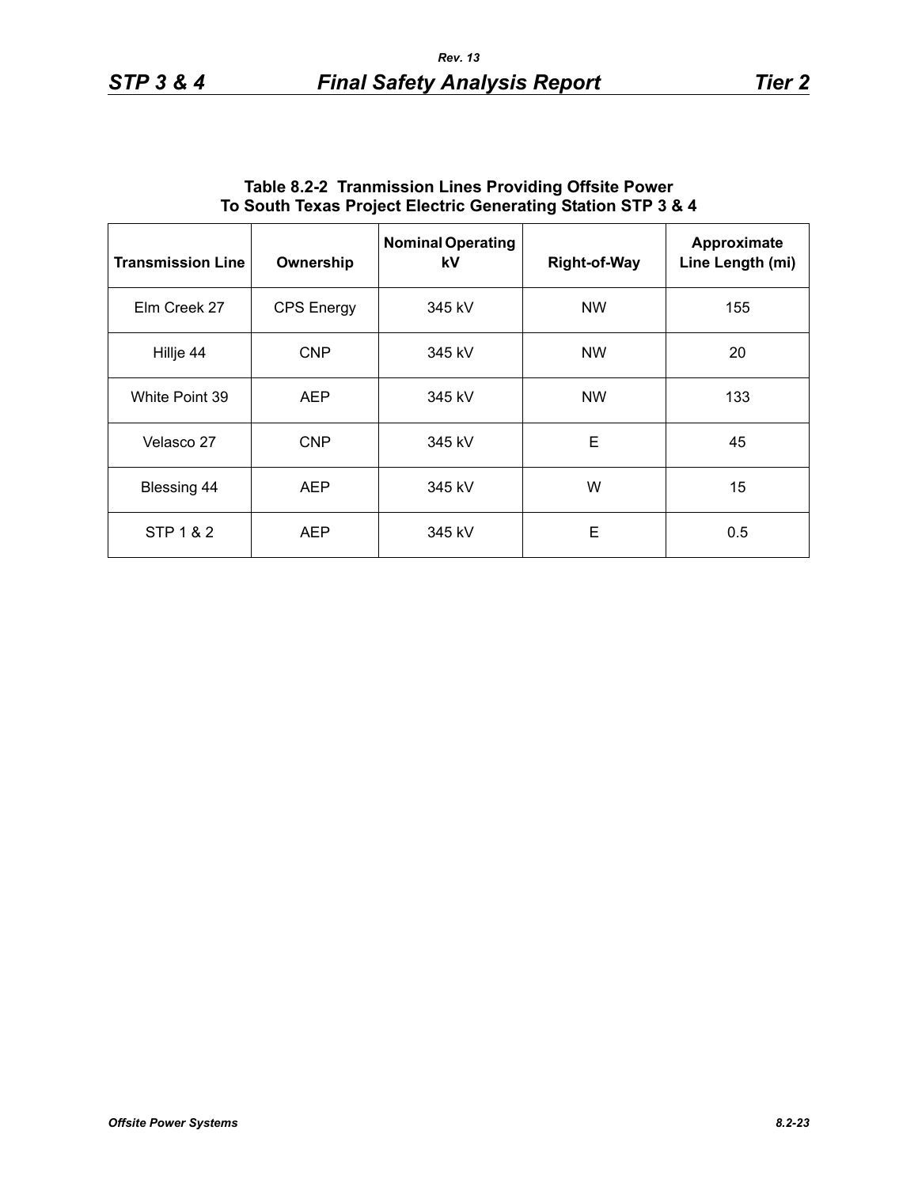**Table 8.2-2 Tranmission Lines Providing Offsite Power To South Texas Project Electric Generating Station STP 3 & 4**

| Transmission Line | Ownership | Nominal Operating kV | Right-of-Way | Approximate Line Length (mi) |
|---|---|---|---|---|
| Elm Creek 27 | CPS Energy | 345 kV | NW | 155 |
| Hillje 44 | CNP | 345 kV | NW | 20 |
| White Point 39 | AEP | 345 kV | NW | 133 |
| Velasco 27 | CNP | 345 kV | E | 45 |
| Blessing 44 | AEP | 345 kV | W | 15 |
| STP 1 & 2 | AEP | 345 kV | E | 0.5 |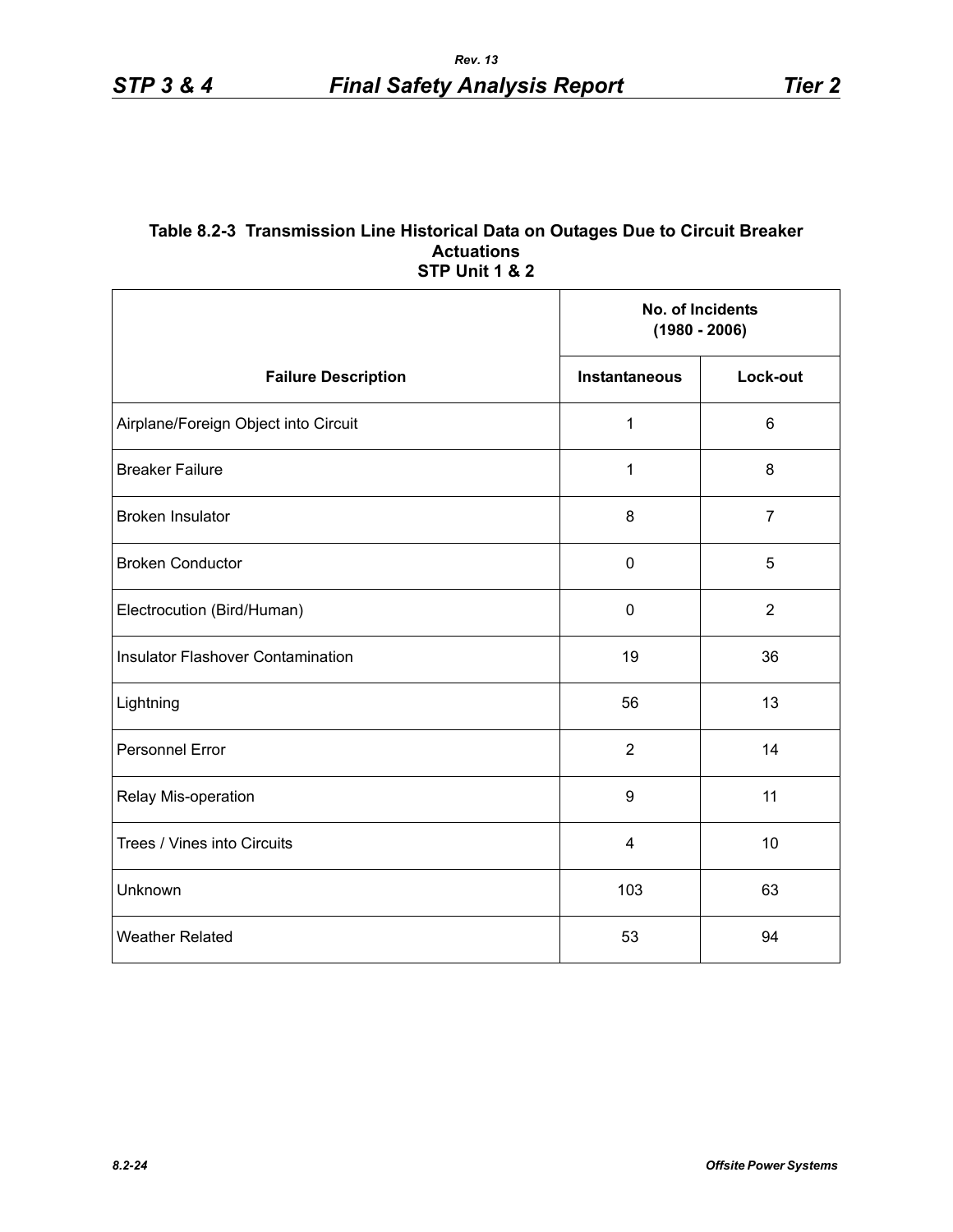### Table 8.2-3 Transmission Line Historical Data on Outages Due to Circuit Breaker Actuations STP Unit 1 & 2

| Failure Description | No. of Incidents (1980 - 2006) | |
|---|---|---|
| | Instantaneous | Lock-out |
| Airplane/Foreign Object into Circuit | 1 | 6 |
| Breaker Failure | 1 | 8 |
| Broken Insulator | 8 | 7 |
| Broken Conductor | 0 | 5 |
| Electrocution (Bird/Human) | 0 | 2 |
| Insulator Flashover Contamination | 19 | 36 |
| Lightning | 56 | 13 |
| Personnel Error | 2 | 14 |
| Relay Mis-operation | 9 | 11 |
| Trees / Vines into Circuits | 4 | 10 |
| Unknown | 103 | 63 |
| Weather Related | 53 | 94 |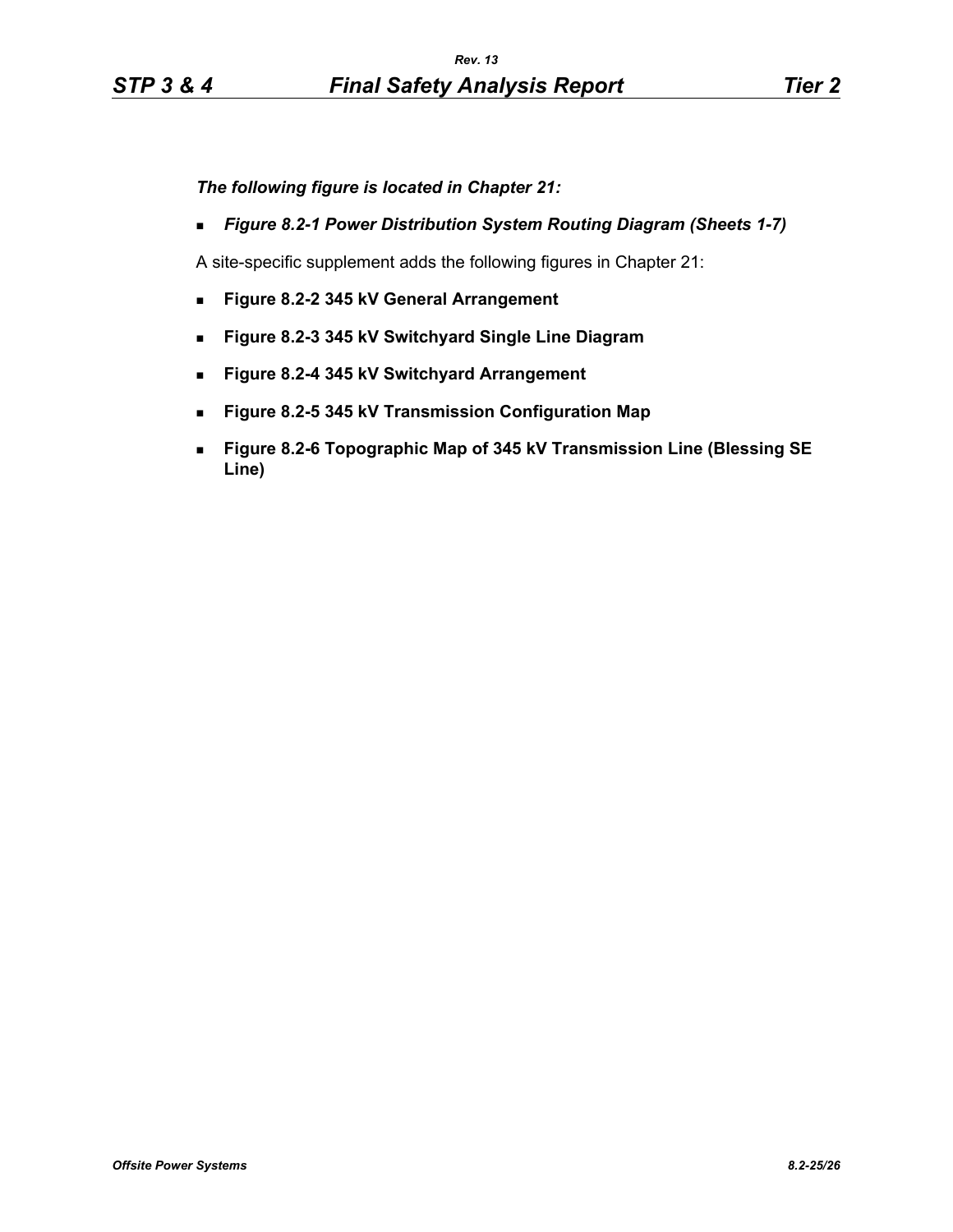*The following figure is located in Chapter 21:*

- *Figure 8.2-1 Power Distribution System Routing Diagram (Sheets 1-7)*

A site-specific supplement adds the following figures in Chapter 21:

- **Figure 8.2-2 345 kV General Arrangement**
- **Figure 8.2-3 345 kV Switchyard Single Line Diagram**
- **Figure 8.2-4 345 kV Switchyard Arrangement**
- **Figure 8.2-5 345 kV Transmission Configuration Map**
- **Figure 8.2-6 Topographic Map of 345 kV Transmission Line (Blessing SE Line)**